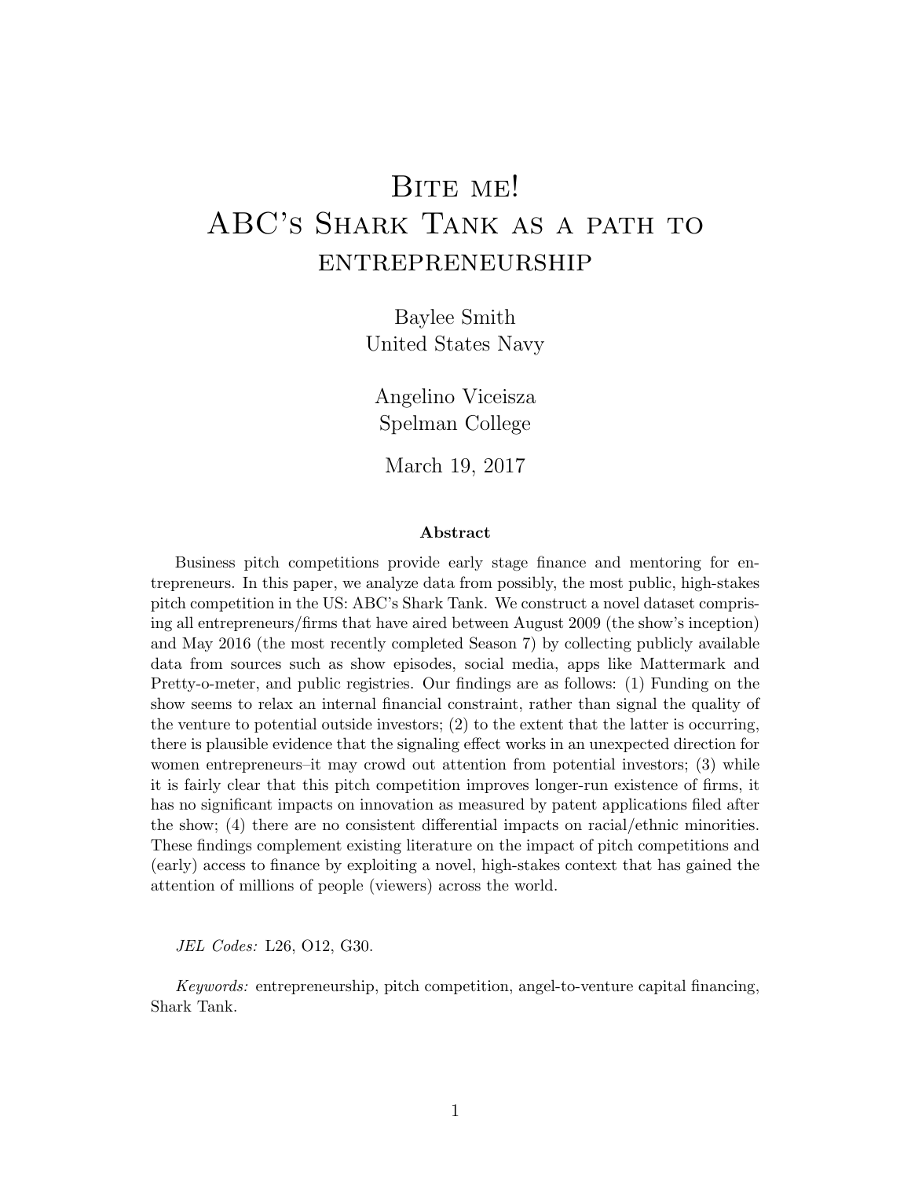# Bite me!
# ABC's Shark Tank as a path to entrepreneurship

Baylee Smith
United States Navy

Angelino Viceisza
Spelman College

March 19, 2017

### Abstract

Business pitch competitions provide early stage finance and mentoring for entrepreneurs. In this paper, we analyze data from possibly, the most public, high-stakes pitch competition in the US: ABC's Shark Tank. We construct a novel dataset comprising all entrepreneurs/firms that have aired between August 2009 (the show's inception) and May 2016 (the most recently completed Season 7) by collecting publicly available data from sources such as show episodes, social media, apps like Mattermark and Pretty-o-meter, and public registries. Our findings are as follows: (1) Funding on the show seems to relax an internal financial constraint, rather than signal the quality of the venture to potential outside investors; (2) to the extent that the latter is occurring, there is plausible evidence that the signaling effect works in an unexpected direction for women entrepreneurs–it may crowd out attention from potential investors; (3) while it is fairly clear that this pitch competition improves longer-run existence of firms, it has no significant impacts on innovation as measured by patent applications filed after the show; (4) there are no consistent differential impacts on racial/ethnic minorities. These findings complement existing literature on the impact of pitch competitions and (early) access to finance by exploiting a novel, high-stakes context that has gained the attention of millions of people (viewers) across the world.

*JEL Codes:* L26, O12, G30.

*Keywords:* entrepreneurship, pitch competition, angel-to-venture capital financing, Shark Tank.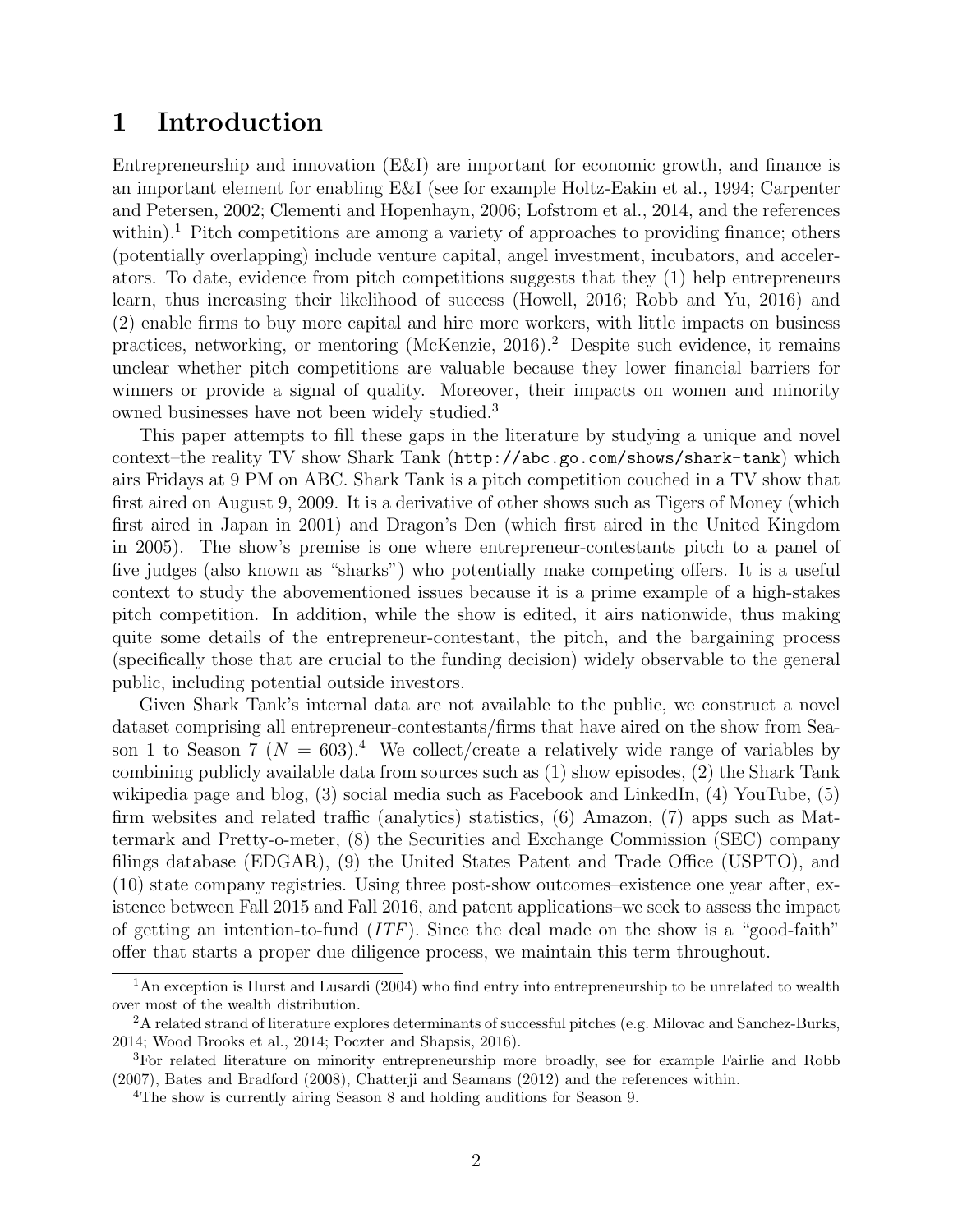# 1 Introduction

Entrepreneurship and innovation (E&I) are important for economic growth, and finance is an important element for enabling E&I (see for example Holtz-Eakin et al., 1994; Carpenter and Petersen, 2002; Clementi and Hopenhayn, 2006; Lofstrom et al., 2014, and the references within).[1] Pitch competitions are among a variety of approaches to providing finance; others (potentially overlapping) include venture capital, angel investment, incubators, and accelerators. To date, evidence from pitch competitions suggests that they (1) help entrepreneurs learn, thus increasing their likelihood of success (Howell, 2016; Robb and Yu, 2016) and (2) enable firms to buy more capital and hire more workers, with little impacts on business practices, networking, or mentoring (McKenzie, 2016).[2] Despite such evidence, it remains unclear whether pitch competitions are valuable because they lower financial barriers for winners or provide a signal of quality. Moreover, their impacts on women and minority owned businesses have not been widely studied.[3]

This paper attempts to fill these gaps in the literature by studying a unique and novel context–the reality TV show Shark Tank (`http://abc.go.com/shows/shark-tank`) which airs Fridays at 9 PM on ABC. Shark Tank is a pitch competition couched in a TV show that first aired on August 9, 2009. It is a derivative of other shows such as Tigers of Money (which first aired in Japan in 2001) and Dragon's Den (which first aired in the United Kingdom in 2005). The show's premise is one where entrepreneur-contestants pitch to a panel of five judges (also known as "sharks") who potentially make competing offers. It is a useful context to study the abovementioned issues because it is a prime example of a high-stakes pitch competition. In addition, while the show is edited, it airs nationwide, thus making quite some details of the entrepreneur-contestant, the pitch, and the bargaining process (specifically those that are crucial to the funding decision) widely observable to the general public, including potential outside investors.

Given Shark Tank's internal data are not available to the public, we construct a novel dataset comprising all entrepreneur-contestants/firms that have aired on the show from Season 1 to Season 7 ($N = 603$).[4] We collect/create a relatively wide range of variables by combining publicly available data from sources such as (1) show episodes, (2) the Shark Tank wikipedia page and blog, (3) social media such as Facebook and LinkedIn, (4) YouTube, (5) firm websites and related traffic (analytics) statistics, (6) Amazon, (7) apps such as Mattermark and Pretty-o-meter, (8) the Securities and Exchange Commission (SEC) company filings database (EDGAR), (9) the United States Patent and Trade Office (USPTO), and (10) state company registries. Using three post-show outcomes–existence one year after, existence between Fall 2015 and Fall 2016, and patent applications–we seek to assess the impact of getting an intention-to-fund ($ITF$). Since the deal made on the show is a "good-faith" offer that starts a proper due diligence process, we maintain this term throughout.

---

[1] An exception is Hurst and Lusardi (2004) who find entry into entrepreneurship to be unrelated to wealth over most of the wealth distribution.

[2] A related strand of literature explores determinants of successful pitches (e.g. Milovac and Sanchez-Burks, 2014; Wood Brooks et al., 2014; Poczter and Shapsis, 2016).

[3] For related literature on minority entrepreneurship more broadly, see for example Fairlie and Robb (2007), Bates and Bradford (2008), Chatterji and Seamans (2012) and the references within.

[4] The show is currently airing Season 8 and holding auditions for Season 9.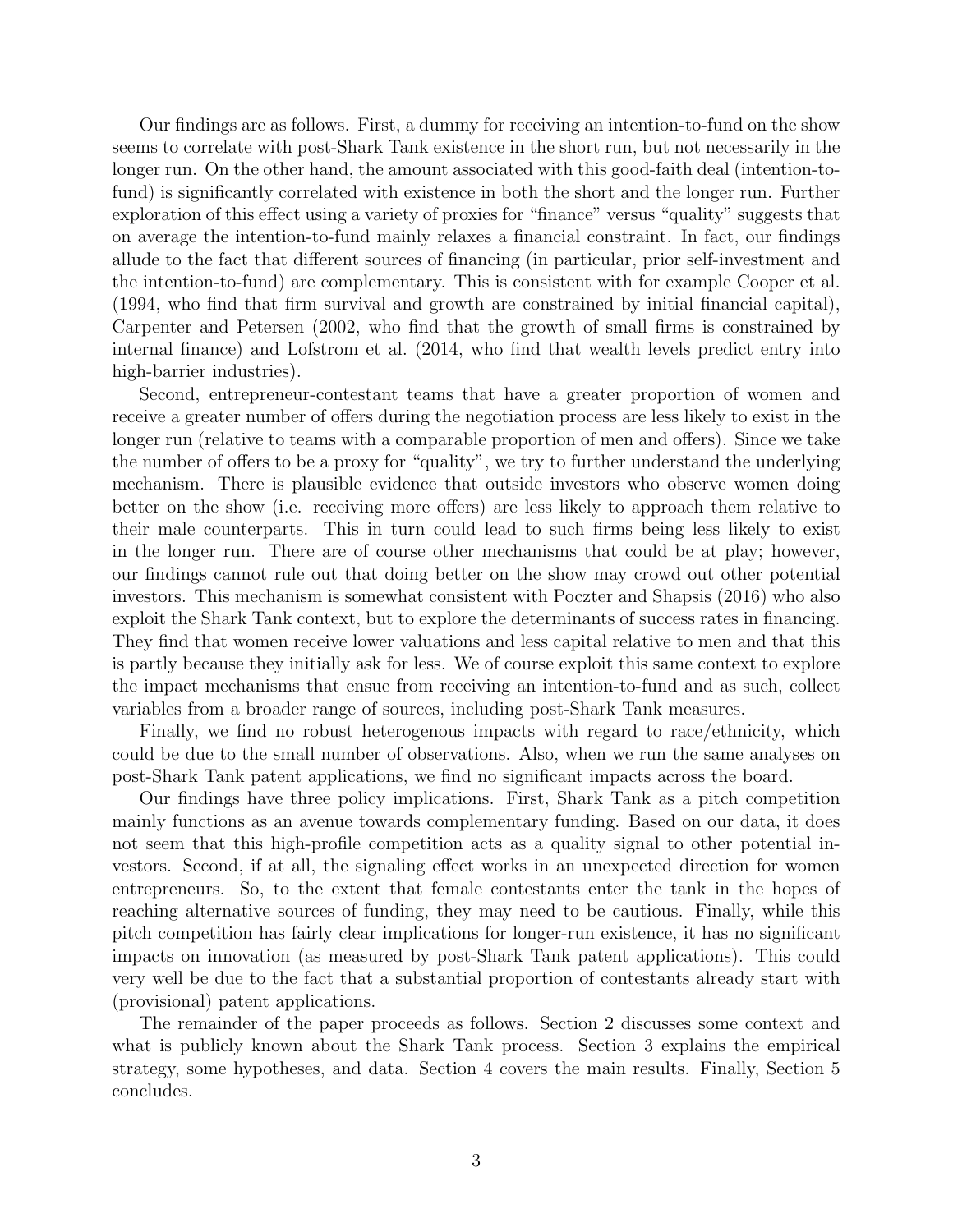Our findings are as follows. First, a dummy for receiving an intention-to-fund on the show seems to correlate with post-Shark Tank existence in the short run, but not necessarily in the longer run. On the other hand, the amount associated with this good-faith deal (intention-to-fund) is significantly correlated with existence in both the short and the longer run. Further exploration of this effect using a variety of proxies for "finance" versus "quality" suggests that on average the intention-to-fund mainly relaxes a financial constraint. In fact, our findings allude to the fact that different sources of financing (in particular, prior self-investment and the intention-to-fund) are complementary. This is consistent with for example Cooper et al. (1994, who find that firm survival and growth are constrained by initial financial capital), Carpenter and Petersen (2002, who find that the growth of small firms is constrained by internal finance) and Lofstrom et al. (2014, who find that wealth levels predict entry into high-barrier industries).

Second, entrepreneur-contestant teams that have a greater proportion of women and receive a greater number of offers during the negotiation process are less likely to exist in the longer run (relative to teams with a comparable proportion of men and offers). Since we take the number of offers to be a proxy for "quality", we try to further understand the underlying mechanism. There is plausible evidence that outside investors who observe women doing better on the show (i.e. receiving more offers) are less likely to approach them relative to their male counterparts. This in turn could lead to such firms being less likely to exist in the longer run. There are of course other mechanisms that could be at play; however, our findings cannot rule out that doing better on the show may crowd out other potential investors. This mechanism is somewhat consistent with Poczter and Shapsis (2016) who also exploit the Shark Tank context, but to explore the determinants of success rates in financing. They find that women receive lower valuations and less capital relative to men and that this is partly because they initially ask for less. We of course exploit this same context to explore the impact mechanisms that ensue from receiving an intention-to-fund and as such, collect variables from a broader range of sources, including post-Shark Tank measures.

Finally, we find no robust heterogenous impacts with regard to race/ethnicity, which could be due to the small number of observations. Also, when we run the same analyses on post-Shark Tank patent applications, we find no significant impacts across the board.

Our findings have three policy implications. First, Shark Tank as a pitch competition mainly functions as an avenue towards complementary funding. Based on our data, it does not seem that this high-profile competition acts as a quality signal to other potential investors. Second, if at all, the signaling effect works in an unexpected direction for women entrepreneurs. So, to the extent that female contestants enter the tank in the hopes of reaching alternative sources of funding, they may need to be cautious. Finally, while this pitch competition has fairly clear implications for longer-run existence, it has no significant impacts on innovation (as measured by post-Shark Tank patent applications). This could very well be due to the fact that a substantial proportion of contestants already start with (provisional) patent applications.

The remainder of the paper proceeds as follows. Section 2 discusses some context and what is publicly known about the Shark Tank process. Section 3 explains the empirical strategy, some hypotheses, and data. Section 4 covers the main results. Finally, Section 5 concludes.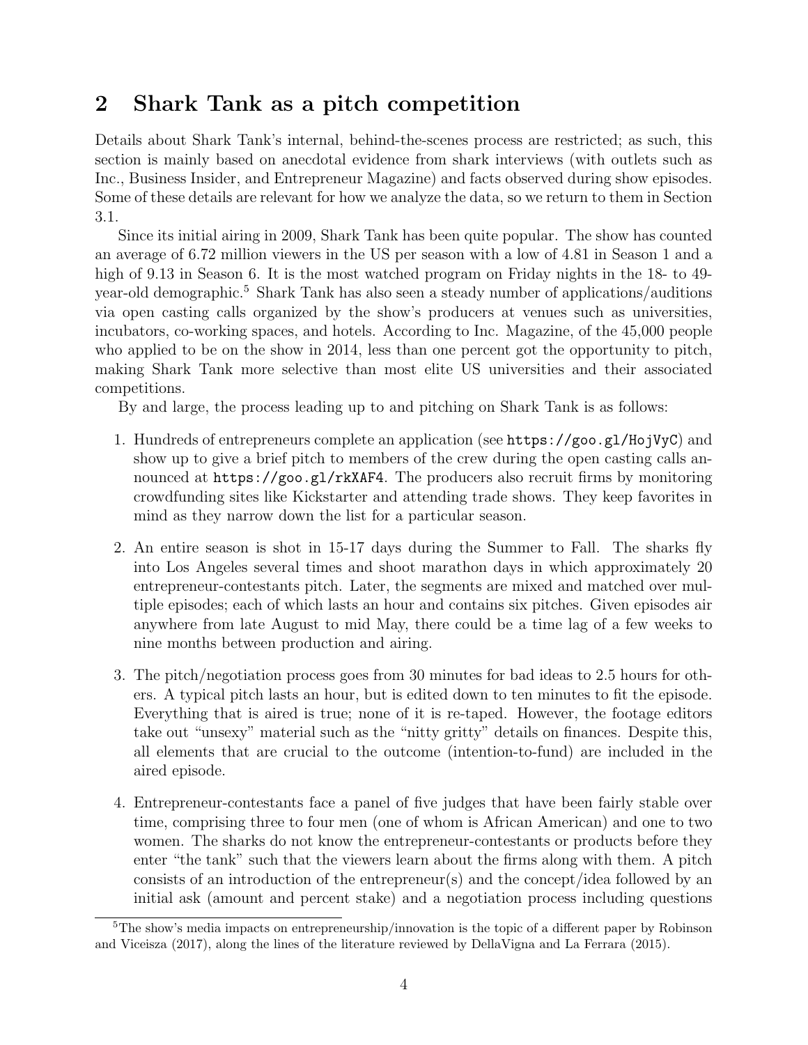## 2 Shark Tank as a pitch competition

Details about Shark Tank's internal, behind-the-scenes process are restricted; as such, this section is mainly based on anecdotal evidence from shark interviews (with outlets such as Inc., Business Insider, and Entrepreneur Magazine) and facts observed during show episodes. Some of these details are relevant for how we analyze the data, so we return to them in Section 3.1.

Since its initial airing in 2009, Shark Tank has been quite popular. The show has counted an average of 6.72 million viewers in the US per season with a low of 4.81 in Season 1 and a high of 9.13 in Season 6. It is the most watched program on Friday nights in the 18- to 49-year-old demographic.[5] Shark Tank has also seen a steady number of applications/auditions via open casting calls organized by the show's producers at venues such as universities, incubators, co-working spaces, and hotels. According to Inc. Magazine, of the 45,000 people who applied to be on the show in 2014, less than one percent got the opportunity to pitch, making Shark Tank more selective than most elite US universities and their associated competitions.

By and large, the process leading up to and pitching on Shark Tank is as follows:

1. Hundreds of entrepreneurs complete an application (see `https://goo.gl/HojVyC`) and show up to give a brief pitch to members of the crew during the open casting calls announced at `https://goo.gl/rkXAF4`. The producers also recruit firms by monitoring crowdfunding sites like Kickstarter and attending trade shows. They keep favorites in mind as they narrow down the list for a particular season.
2. An entire season is shot in 15-17 days during the Summer to Fall. The sharks fly into Los Angeles several times and shoot marathon days in which approximately 20 entrepreneur-contestants pitch. Later, the segments are mixed and matched over multiple episodes; each of which lasts an hour and contains six pitches. Given episodes air anywhere from late August to mid May, there could be a time lag of a few weeks to nine months between production and airing.
3. The pitch/negotiation process goes from 30 minutes for bad ideas to 2.5 hours for others. A typical pitch lasts an hour, but is edited down to ten minutes to fit the episode. Everything that is aired is true; none of it is re-taped. However, the footage editors take out "unsexy" material such as the "nitty gritty" details on finances. Despite this, all elements that are crucial to the outcome (intention-to-fund) are included in the aired episode.
4. Entrepreneur-contestants face a panel of five judges that have been fairly stable over time, comprising three to four men (one of whom is African American) and one to two women. The sharks do not know the entrepreneur-contestants or products before they enter "the tank" such that the viewers learn about the firms along with them. A pitch consists of an introduction of the entrepreneur(s) and the concept/idea followed by an initial ask (amount and percent stake) and a negotiation process including questions

[5] The show's media impacts on entrepreneurship/innovation is the topic of a different paper by Robinson and Viceisza (2017), along the lines of the literature reviewed by DellaVigna and La Ferrara (2015).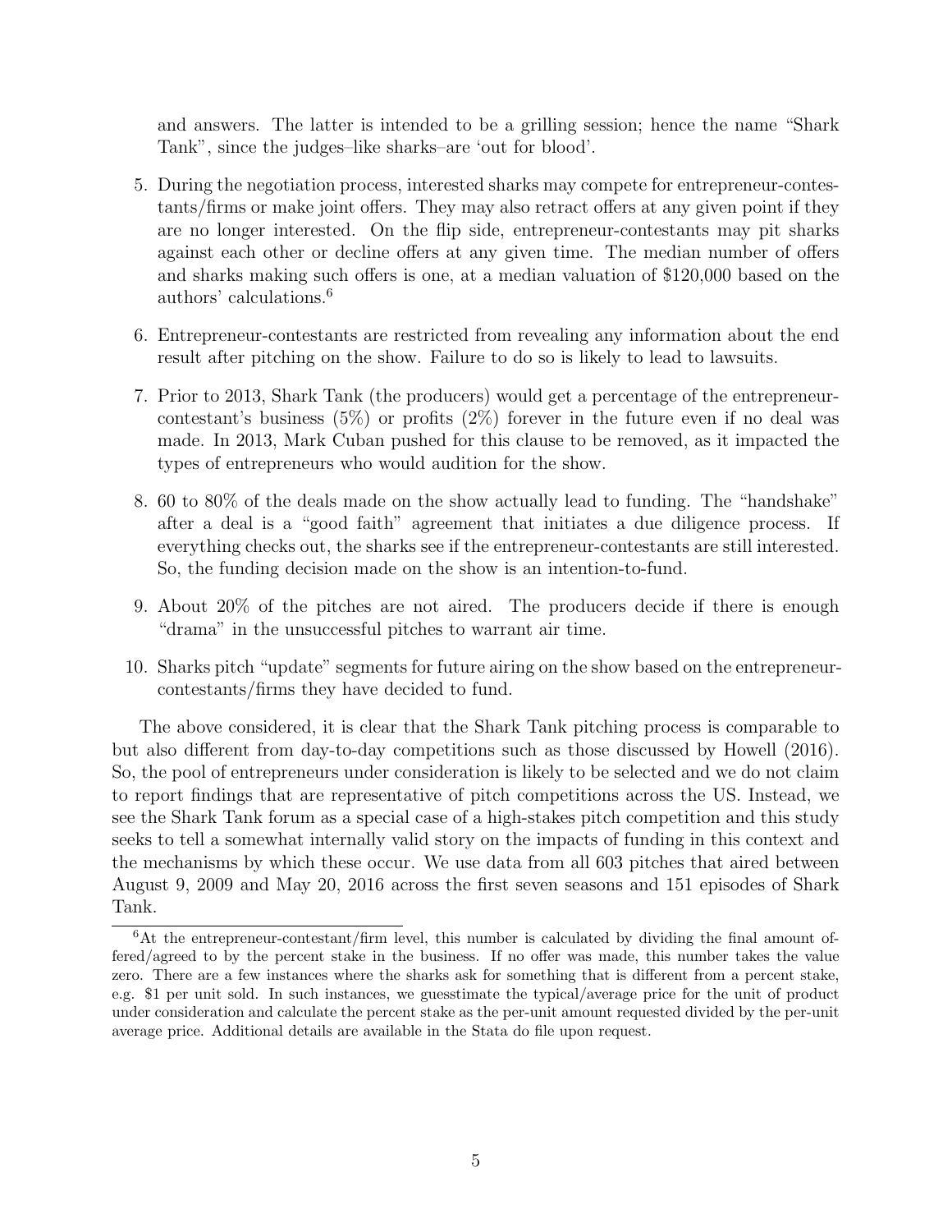and answers. The latter is intended to be a grilling session; hence the name "Shark Tank", since the judges–like sharks–are 'out for blood'.

5. During the negotiation process, interested sharks may compete for entrepreneur-contestants/firms or make joint offers. They may also retract offers at any given point if they are no longer interested. On the flip side, entrepreneur-contestants may pit sharks against each other or decline offers at any given time. The median number of offers and sharks making such offers is one, at a median valuation of $120,000 based on the authors' calculations.[6]

6. Entrepreneur-contestants are restricted from revealing any information about the end result after pitching on the show. Failure to do so is likely to lead to lawsuits.

7. Prior to 2013, Shark Tank (the producers) would get a percentage of the entrepreneur-contestant's business (5%) or profits (2%) forever in the future even if no deal was made. In 2013, Mark Cuban pushed for this clause to be removed, as it impacted the types of entrepreneurs who would audition for the show.

8. 60 to 80% of the deals made on the show actually lead to funding. The "handshake" after a deal is a "good faith" agreement that initiates a due diligence process. If everything checks out, the sharks see if the entrepreneur-contestants are still interested. So, the funding decision made on the show is an intention-to-fund.

9. About 20% of the pitches are not aired. The producers decide if there is enough "drama" in the unsuccessful pitches to warrant air time.

10. Sharks pitch "update" segments for future airing on the show based on the entrepreneur-contestants/firms they have decided to fund.

The above considered, it is clear that the Shark Tank pitching process is comparable to but also different from day-to-day competitions such as those discussed by Howell (2016). So, the pool of entrepreneurs under consideration is likely to be selected and we do not claim to report findings that are representative of pitch competitions across the US. Instead, we see the Shark Tank forum as a special case of a high-stakes pitch competition and this study seeks to tell a somewhat internally valid story on the impacts of funding in this context and the mechanisms by which these occur. We use data from all 603 pitches that aired between August 9, 2009 and May 20, 2016 across the first seven seasons and 151 episodes of Shark Tank.

[6]At the entrepreneur-contestant/firm level, this number is calculated by dividing the final amount offered/agreed to by the percent stake in the business. If no offer was made, this number takes the value zero. There are a few instances where the sharks ask for something that is different from a percent stake, e.g. $1 per unit sold. In such instances, we guesstimate the typical/average price for the unit of product under consideration and calculate the percent stake as the per-unit amount requested divided by the per-unit average price. Additional details are available in the Stata do file upon request.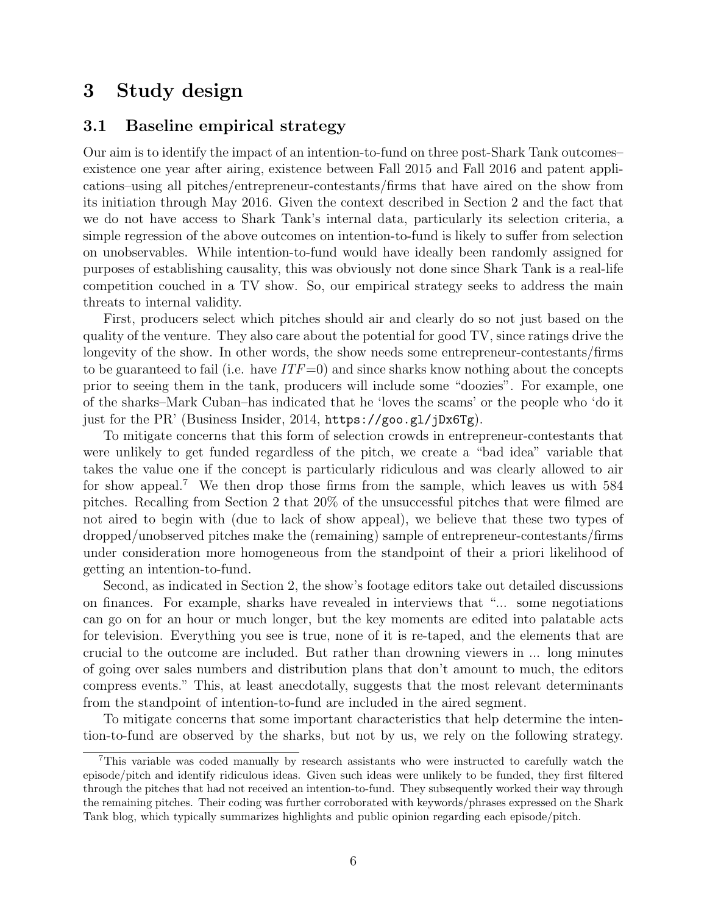# 3 Study design

## 3.1 Baseline empirical strategy

Our aim is to identify the impact of an intention-to-fund on three post-Shark Tank outcomes–existence one year after airing, existence between Fall 2015 and Fall 2016 and patent applications–using all pitches/entrepreneur-contestants/firms that have aired on the show from its initiation through May 2016. Given the context described in Section 2 and the fact that we do not have access to Shark Tank's internal data, particularly its selection criteria, a simple regression of the above outcomes on intention-to-fund is likely to suffer from selection on unobservables. While intention-to-fund would have ideally been randomly assigned for purposes of establishing causality, this was obviously not done since Shark Tank is a real-life competition couched in a TV show. So, our empirical strategy seeks to address the main threats to internal validity.

First, producers select which pitches should air and clearly do so not just based on the quality of the venture. They also care about the potential for good TV, since ratings drive the longevity of the show. In other words, the show needs some entrepreneur-contestants/firms to be guaranteed to fail (i.e. have $ITF{=}0$) and since sharks know nothing about the concepts prior to seeing them in the tank, producers will include some "doozies". For example, one of the sharks–Mark Cuban–has indicated that he 'loves the scams' or the people who 'do it just for the PR' (Business Insider, 2014, `https://goo.gl/jDx6Tg`).

To mitigate concerns that this form of selection crowds in entrepreneur-contestants that were unlikely to get funded regardless of the pitch, we create a "bad idea" variable that takes the value one if the concept is particularly ridiculous and was clearly allowed to air for show appeal.[7] We then drop those firms from the sample, which leaves us with 584 pitches. Recalling from Section 2 that 20% of the unsuccessful pitches that were filmed are not aired to begin with (due to lack of show appeal), we believe that these two types of dropped/unobserved pitches make the (remaining) sample of entrepreneur-contestants/firms under consideration more homogeneous from the standpoint of their a priori likelihood of getting an intention-to-fund.

Second, as indicated in Section 2, the show's footage editors take out detailed discussions on finances. For example, sharks have revealed in interviews that "... some negotiations can go on for an hour or much longer, but the key moments are edited into palatable acts for television. Everything you see is true, none of it is re-taped, and the elements that are crucial to the outcome are included. But rather than drowning viewers in ... long minutes of going over sales numbers and distribution plans that don't amount to much, the editors compress events." This, at least anecdotally, suggests that the most relevant determinants from the standpoint of intention-to-fund are included in the aired segment.

To mitigate concerns that some important characteristics that help determine the intention-to-fund are observed by the sharks, but not by us, we rely on the following strategy.

[7] This variable was coded manually by research assistants who were instructed to carefully watch the episode/pitch and identify ridiculous ideas. Given such ideas were unlikely to be funded, they first filtered through the pitches that had not received an intention-to-fund. They subsequently worked their way through the remaining pitches. Their coding was further corroborated with keywords/phrases expressed on the Shark Tank blog, which typically summarizes highlights and public opinion regarding each episode/pitch.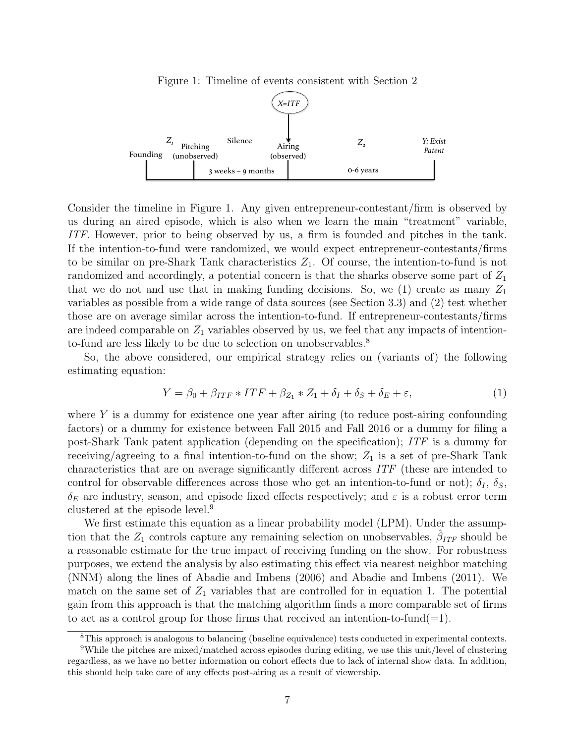Figure 1: Timeline of events consistent with Section 2

Consider the timeline in Figure 1. Any given entrepreneur-contestant/firm is observed by us during an aired episode, which is also when we learn the main "treatment" variable, *ITF*. However, prior to being observed by us, a firm is founded and pitches in the tank. If the intention-to-fund were randomized, we would expect entrepreneur-contestants/firms to be similar on pre-Shark Tank characteristics $Z_1$. Of course, the intention-to-fund is not randomized and accordingly, a potential concern is that the sharks observe some part of $Z_1$ that we do not and use that in making funding decisions. So, we (1) create as many $Z_1$ variables as possible from a wide range of data sources (see Section 3.3) and (2) test whether those are on average similar across the intention-to-fund. If entrepreneur-contestants/firms are indeed comparable on $Z_1$ variables observed by us, we feel that any impacts of intention-to-fund are less likely to be due to selection on unobservables.[8]

So, the above considered, our empirical strategy relies on (variants of) the following estimating equation:

$$Y = \beta_0 + \beta_{ITF} * ITF + \beta_{Z_1} * Z_1 + \delta_I + \delta_S + \delta_E + \varepsilon, \tag{1}$$

where $Y$ is a dummy for existence one year after airing (to reduce post-airing confounding factors) or a dummy for existence between Fall 2015 and Fall 2016 or a dummy for filing a post-Shark Tank patent application (depending on the specification); $ITF$ is a dummy for receiving/agreeing to a final intention-to-fund on the show; $Z_1$ is a set of pre-Shark Tank characteristics that are on average significantly different across $ITF$ (these are intended to control for observable differences across those who get an intention-to-fund or not); $\delta_I$, $\delta_S$, $\delta_E$ are industry, season, and episode fixed effects respectively; and $\varepsilon$ is a robust error term clustered at the episode level.[9]

We first estimate this equation as a linear probability model (LPM). Under the assumption that the $Z_1$ controls capture any remaining selection on unobservables, $\hat{\beta}_{ITF}$ should be a reasonable estimate for the true impact of receiving funding on the show. For robustness purposes, we extend the analysis by also estimating this effect via nearest neighbor matching (NNM) along the lines of Abadie and Imbens (2006) and Abadie and Imbens (2011). We match on the same set of $Z_1$ variables that are controlled for in equation 1. The potential gain from this approach is that the matching algorithm finds a more comparable set of firms to act as a control group for those firms that received an intention-to-fund(=1).

[8]This approach is analogous to balancing (baseline equivalence) tests conducted in experimental contexts.

[9]While the pitches are mixed/matched across episodes during editing, we use this unit/level of clustering regardless, as we have no better information on cohort effects due to lack of internal show data. In addition, this should help take care of any effects post-airing as a result of viewership.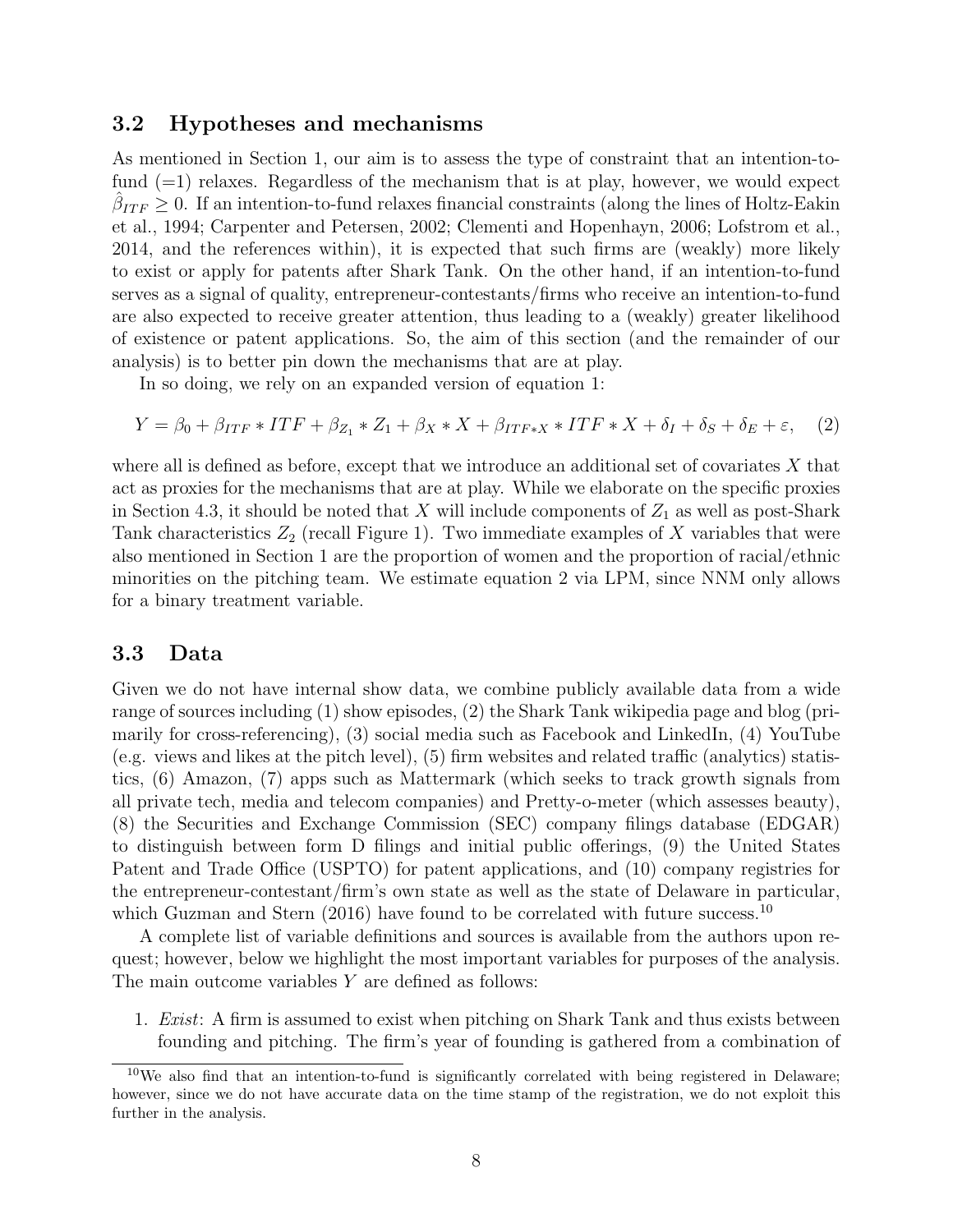### 3.2 Hypotheses and mechanisms

As mentioned in Section 1, our aim is to assess the type of constraint that an intention-to-fund (=1) relaxes. Regardless of the mechanism that is at play, however, we would expect $\hat{\beta}_{ITF} \geq 0$. If an intention-to-fund relaxes financial constraints (along the lines of Holtz-Eakin et al., 1994; Carpenter and Petersen, 2002; Clementi and Hopenhayn, 2006; Lofstrom et al., 2014, and the references within), it is expected that such firms are (weakly) more likely to exist or apply for patents after Shark Tank. On the other hand, if an intention-to-fund serves as a signal of quality, entrepreneur-contestants/firms who receive an intention-to-fund are also expected to receive greater attention, thus leading to a (weakly) greater likelihood of existence or patent applications. So, the aim of this section (and the remainder of our analysis) is to better pin down the mechanisms that are at play.

In so doing, we rely on an expanded version of equation 1:

$$Y = \beta_0 + \beta_{ITF} * ITF + \beta_{Z_1} * Z_1 + \beta_X * X + \beta_{ITF*X} * ITF * X + \delta_I + \delta_S + \delta_E + \varepsilon, \quad (2)$$

where all is defined as before, except that we introduce an additional set of covariates $X$ that act as proxies for the mechanisms that are at play. While we elaborate on the specific proxies in Section 4.3, it should be noted that $X$ will include components of $Z_1$ as well as post-Shark Tank characteristics $Z_2$ (recall Figure 1). Two immediate examples of $X$ variables that were also mentioned in Section 1 are the proportion of women and the proportion of racial/ethnic minorities on the pitching team. We estimate equation 2 via LPM, since NNM only allows for a binary treatment variable.

### 3.3 Data

Given we do not have internal show data, we combine publicly available data from a wide range of sources including (1) show episodes, (2) the Shark Tank wikipedia page and blog (primarily for cross-referencing), (3) social media such as Facebook and LinkedIn, (4) YouTube (e.g. views and likes at the pitch level), (5) firm websites and related traffic (analytics) statistics, (6) Amazon, (7) apps such as Mattermark (which seeks to track growth signals from all private tech, media and telecom companies) and Pretty-o-meter (which assesses beauty), (8) the Securities and Exchange Commission (SEC) company filings database (EDGAR) to distinguish between form D filings and initial public offerings, (9) the United States Patent and Trade Office (USPTO) for patent applications, and (10) company registries for the entrepreneur-contestant/firm's own state as well as the state of Delaware in particular, which Guzman and Stern (2016) have found to be correlated with future success.[10]

A complete list of variable definitions and sources is available from the authors upon request; however, below we highlight the most important variables for purposes of the analysis. The main outcome variables $Y$ are defined as follows:

1. *Exist*: A firm is assumed to exist when pitching on Shark Tank and thus exists between founding and pitching. The firm's year of founding is gathered from a combination of

[10] We also find that an intention-to-fund is significantly correlated with being registered in Delaware; however, since we do not have accurate data on the time stamp of the registration, we do not exploit this further in the analysis.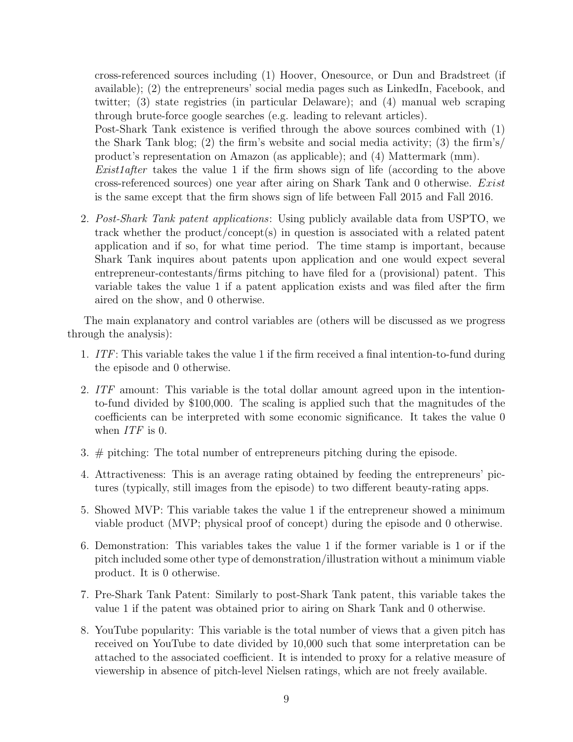cross-referenced sources including (1) Hoover, Onesource, or Dun and Bradstreet (if available); (2) the entrepreneurs' social media pages such as LinkedIn, Facebook, and twitter; (3) state registries (in particular Delaware); and (4) manual web scraping through brute-force google searches (e.g. leading to relevant articles).

Post-Shark Tank existence is verified through the above sources combined with (1) the Shark Tank blog; (2) the firm's website and social media activity; (3) the firm's/ product's representation on Amazon (as applicable); and (4) Mattermark (mm).

*Exist1after* takes the value 1 if the firm shows sign of life (according to the above cross-referenced sources) one year after airing on Shark Tank and 0 otherwise. *Exist* is the same except that the firm shows sign of life between Fall 2015 and Fall 2016.

2. *Post-Shark Tank patent applications*: Using publicly available data from USPTO, we track whether the product/concept(s) in question is associated with a related patent application and if so, for what time period. The time stamp is important, because Shark Tank inquires about patents upon application and one would expect several entrepreneur-contestants/firms pitching to have filed for a (provisional) patent. This variable takes the value 1 if a patent application exists and was filed after the firm aired on the show, and 0 otherwise.

The main explanatory and control variables are (others will be discussed as we progress through the analysis):

1. *ITF*: This variable takes the value 1 if the firm received a final intention-to-fund during the episode and 0 otherwise.
2. *ITF* amount: This variable is the total dollar amount agreed upon in the intention-to-fund divided by $100,000. The scaling is applied such that the magnitudes of the coefficients can be interpreted with some economic significance. It takes the value 0 when *ITF* is 0.
3. # pitching: The total number of entrepreneurs pitching during the episode.
4. Attractiveness: This is an average rating obtained by feeding the entrepreneurs' pictures (typically, still images from the episode) to two different beauty-rating apps.
5. Showed MVP: This variable takes the value 1 if the entrepreneur showed a minimum viable product (MVP; physical proof of concept) during the episode and 0 otherwise.
6. Demonstration: This variables takes the value 1 if the former variable is 1 or if the pitch included some other type of demonstration/illustration without a minimum viable product. It is 0 otherwise.
7. Pre-Shark Tank Patent: Similarly to post-Shark Tank patent, this variable takes the value 1 if the patent was obtained prior to airing on Shark Tank and 0 otherwise.
8. YouTube popularity: This variable is the total number of views that a given pitch has received on YouTube to date divided by 10,000 such that some interpretation can be attached to the associated coefficient. It is intended to proxy for a relative measure of viewership in absence of pitch-level Nielsen ratings, which are not freely available.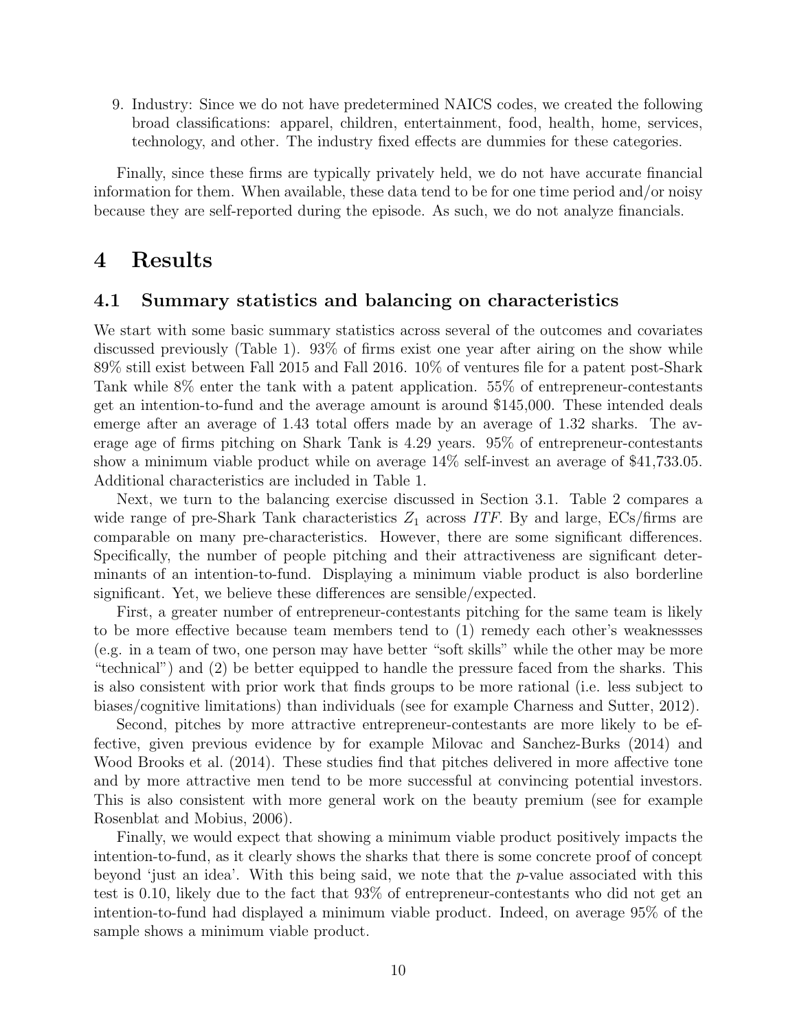9. Industry: Since we do not have predetermined NAICS codes, we created the following broad classifications: apparel, children, entertainment, food, health, home, services, technology, and other. The industry fixed effects are dummies for these categories.

Finally, since these firms are typically privately held, we do not have accurate financial information for them. When available, these data tend to be for one time period and/or noisy because they are self-reported during the episode. As such, we do not analyze financials.

# 4 Results

## 4.1 Summary statistics and balancing on characteristics

We start with some basic summary statistics across several of the outcomes and covariates discussed previously (Table 1). 93% of firms exist one year after airing on the show while 89% still exist between Fall 2015 and Fall 2016. 10% of ventures file for a patent post-Shark Tank while 8% enter the tank with a patent application. 55% of entrepreneur-contestants get an intention-to-fund and the average amount is around $145,000. These intended deals emerge after an average of 1.43 total offers made by an average of 1.32 sharks. The average age of firms pitching on Shark Tank is 4.29 years. 95% of entrepreneur-contestants show a minimum viable product while on average 14% self-invest an average of $41,733.05. Additional characteristics are included in Table 1.

Next, we turn to the balancing exercise discussed in Section 3.1. Table 2 compares a wide range of pre-Shark Tank characteristics $Z_1$ across $ITF$. By and large, ECs/firms are comparable on many pre-characteristics. However, there are some significant differences. Specifically, the number of people pitching and their attractiveness are significant determinants of an intention-to-fund. Displaying a minimum viable product is also borderline significant. Yet, we believe these differences are sensible/expected.

First, a greater number of entrepreneur-contestants pitching for the same team is likely to be more effective because team members tend to (1) remedy each other's weaknessses (e.g. in a team of two, one person may have better "soft skills" while the other may be more "technical") and (2) be better equipped to handle the pressure faced from the sharks. This is also consistent with prior work that finds groups to be more rational (i.e. less subject to biases/cognitive limitations) than individuals (see for example Charness and Sutter, 2012).

Second, pitches by more attractive entrepreneur-contestants are more likely to be effective, given previous evidence by for example Milovac and Sanchez-Burks (2014) and Wood Brooks et al. (2014). These studies find that pitches delivered in more affective tone and by more attractive men tend to be more successful at convincing potential investors. This is also consistent with more general work on the beauty premium (see for example Rosenblat and Mobius, 2006).

Finally, we would expect that showing a minimum viable product positively impacts the intention-to-fund, as it clearly shows the sharks that there is some concrete proof of concept beyond 'just an idea'. With this being said, we note that the $p$-value associated with this test is 0.10, likely due to the fact that 93% of entrepreneur-contestants who did not get an intention-to-fund had displayed a minimum viable product. Indeed, on average 95% of the sample shows a minimum viable product.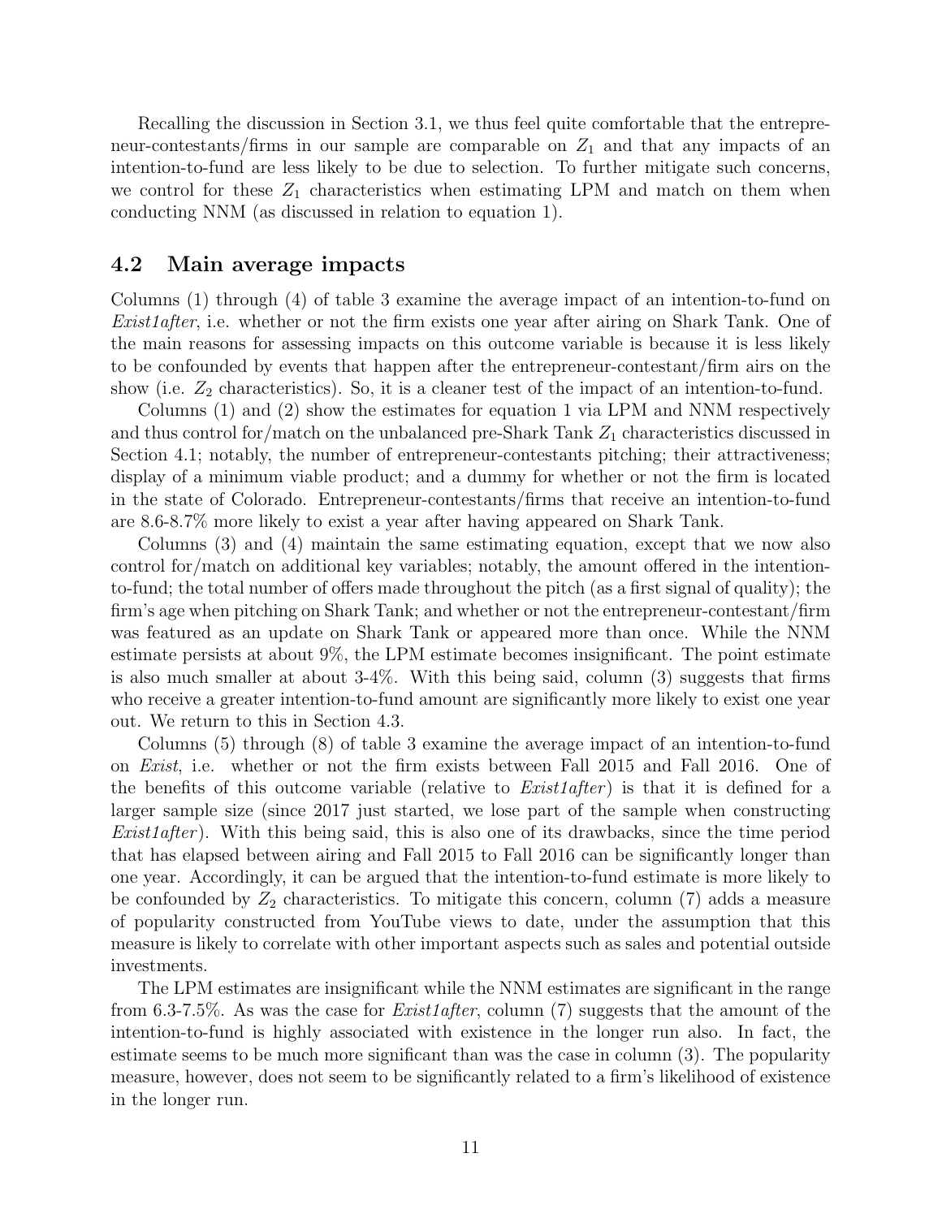Recalling the discussion in Section 3.1, we thus feel quite comfortable that the entrepreneur-contestants/firms in our sample are comparable on $Z_1$ and that any impacts of an intention-to-fund are less likely to be due to selection. To further mitigate such concerns, we control for these $Z_1$ characteristics when estimating LPM and match on them when conducting NNM (as discussed in relation to equation 1).

## 4.2 Main average impacts

Columns (1) through (4) of table 3 examine the average impact of an intention-to-fund on *Exist1after*, i.e. whether or not the firm exists one year after airing on Shark Tank. One of the main reasons for assessing impacts on this outcome variable is because it is less likely to be confounded by events that happen after the entrepreneur-contestant/firm airs on the show (i.e. $Z_2$ characteristics). So, it is a cleaner test of the impact of an intention-to-fund.

Columns (1) and (2) show the estimates for equation 1 via LPM and NNM respectively and thus control for/match on the unbalanced pre-Shark Tank $Z_1$ characteristics discussed in Section 4.1; notably, the number of entrepreneur-contestants pitching; their attractiveness; display of a minimum viable product; and a dummy for whether or not the firm is located in the state of Colorado. Entrepreneur-contestants/firms that receive an intention-to-fund are 8.6-8.7% more likely to exist a year after having appeared on Shark Tank.

Columns (3) and (4) maintain the same estimating equation, except that we now also control for/match on additional key variables; notably, the amount offered in the intention-to-fund; the total number of offers made throughout the pitch (as a first signal of quality); the firm's age when pitching on Shark Tank; and whether or not the entrepreneur-contestant/firm was featured as an update on Shark Tank or appeared more than once. While the NNM estimate persists at about 9%, the LPM estimate becomes insignificant. The point estimate is also much smaller at about 3-4%. With this being said, column (3) suggests that firms who receive a greater intention-to-fund amount are significantly more likely to exist one year out. We return to this in Section 4.3.

Columns (5) through (8) of table 3 examine the average impact of an intention-to-fund on *Exist*, i.e. whether or not the firm exists between Fall 2015 and Fall 2016. One of the benefits of this outcome variable (relative to *Exist1after*) is that it is defined for a larger sample size (since 2017 just started, we lose part of the sample when constructing *Exist1after*). With this being said, this is also one of its drawbacks, since the time period that has elapsed between airing and Fall 2015 to Fall 2016 can be significantly longer than one year. Accordingly, it can be argued that the intention-to-fund estimate is more likely to be confounded by $Z_2$ characteristics. To mitigate this concern, column (7) adds a measure of popularity constructed from YouTube views to date, under the assumption that this measure is likely to correlate with other important aspects such as sales and potential outside investments.

The LPM estimates are insignificant while the NNM estimates are significant in the range from 6.3-7.5%. As was the case for *Exist1after*, column (7) suggests that the amount of the intention-to-fund is highly associated with existence in the longer run also. In fact, the estimate seems to be much more significant than was the case in column (3). The popularity measure, however, does not seem to be significantly related to a firm's likelihood of existence in the longer run.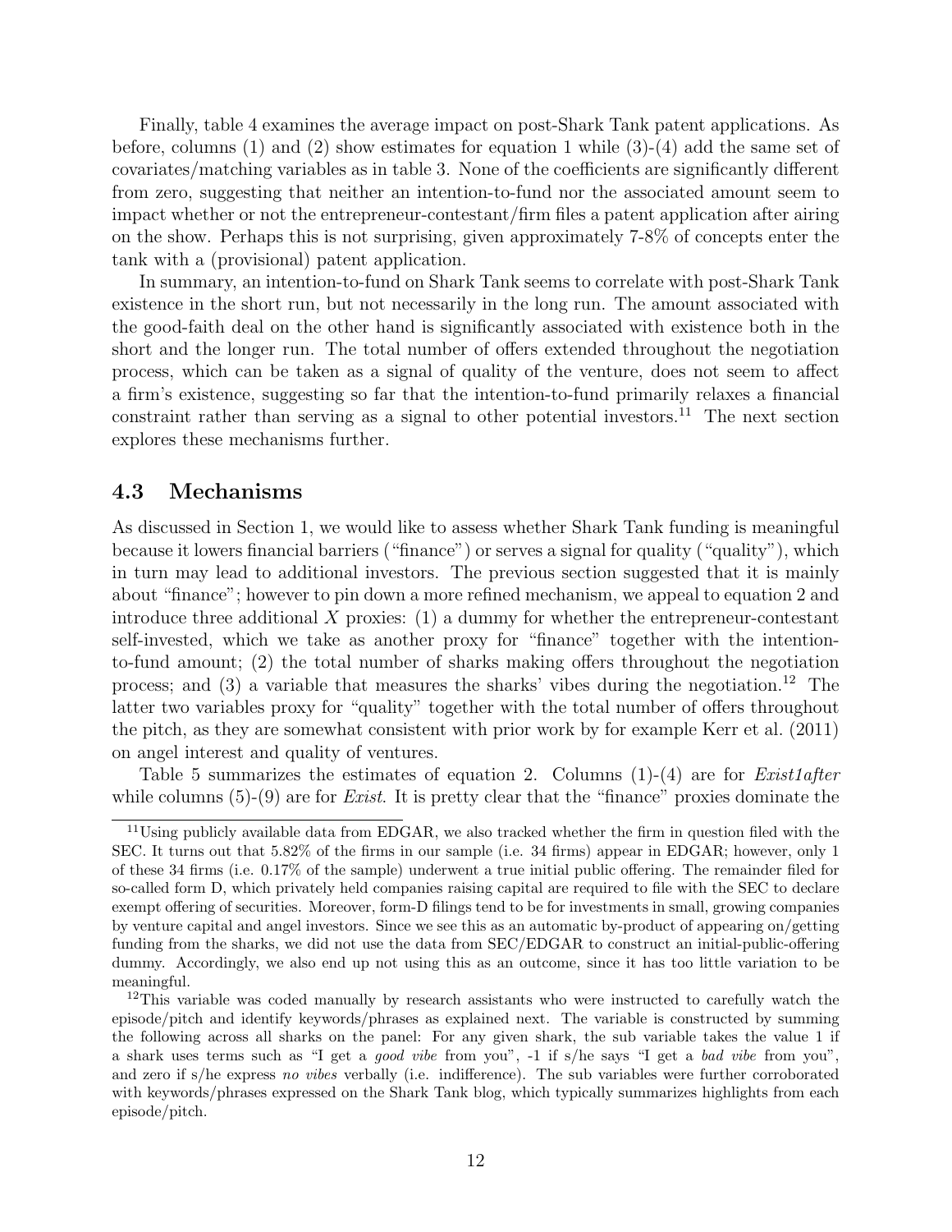Finally, table 4 examines the average impact on post-Shark Tank patent applications. As before, columns (1) and (2) show estimates for equation 1 while (3)-(4) add the same set of covariates/matching variables as in table 3. None of the coefficients are significantly different from zero, suggesting that neither an intention-to-fund nor the associated amount seem to impact whether or not the entrepreneur-contestant/firm files a patent application after airing on the show. Perhaps this is not surprising, given approximately 7-8% of concepts enter the tank with a (provisional) patent application.

In summary, an intention-to-fund on Shark Tank seems to correlate with post-Shark Tank existence in the short run, but not necessarily in the long run. The amount associated with the good-faith deal on the other hand is significantly associated with existence both in the short and the longer run. The total number of offers extended throughout the negotiation process, which can be taken as a signal of quality of the venture, does not seem to affect a firm's existence, suggesting so far that the intention-to-fund primarily relaxes a financial constraint rather than serving as a signal to other potential investors.[11] The next section explores these mechanisms further.

## 4.3 Mechanisms

As discussed in Section 1, we would like to assess whether Shark Tank funding is meaningful because it lowers financial barriers ("finance") or serves a signal for quality ("quality"), which in turn may lead to additional investors. The previous section suggested that it is mainly about "finance"; however to pin down a more refined mechanism, we appeal to equation 2 and introduce three additional $X$ proxies: (1) a dummy for whether the entrepreneur-contestant self-invested, which we take as another proxy for "finance" together with the intention-to-fund amount; (2) the total number of sharks making offers throughout the negotiation process; and (3) a variable that measures the sharks' vibes during the negotiation.[12] The latter two variables proxy for "quality" together with the total number of offers throughout the pitch, as they are somewhat consistent with prior work by for example Kerr et al. (2011) on angel interest and quality of ventures.

Table 5 summarizes the estimates of equation 2. Columns (1)-(4) are for *Exist1after* while columns (5)-(9) are for *Exist*. It is pretty clear that the "finance" proxies dominate the

[11] Using publicly available data from EDGAR, we also tracked whether the firm in question filed with the SEC. It turns out that 5.82% of the firms in our sample (i.e. 34 firms) appear in EDGAR; however, only 1 of these 34 firms (i.e. 0.17% of the sample) underwent a true initial public offering. The remainder filed for so-called form D, which privately held companies raising capital are required to file with the SEC to declare exempt offering of securities. Moreover, form-D filings tend to be for investments in small, growing companies by venture capital and angel investors. Since we see this as an automatic by-product of appearing on/getting funding from the sharks, we did not use the data from SEC/EDGAR to construct an initial-public-offering dummy. Accordingly, we also end up not using this as an outcome, since it has too little variation to be meaningful.

[12] This variable was coded manually by research assistants who were instructed to carefully watch the episode/pitch and identify keywords/phrases as explained next. The variable is constructed by summing the following across all sharks on the panel: For any given shark, the sub variable takes the value 1 if a shark uses terms such as "I get a *good vibe* from you", -1 if s/he says "I get a *bad vibe* from you", and zero if s/he express *no vibes* verbally (i.e. indifference). The sub variables were further corroborated with keywords/phrases expressed on the Shark Tank blog, which typically summarizes highlights from each episode/pitch.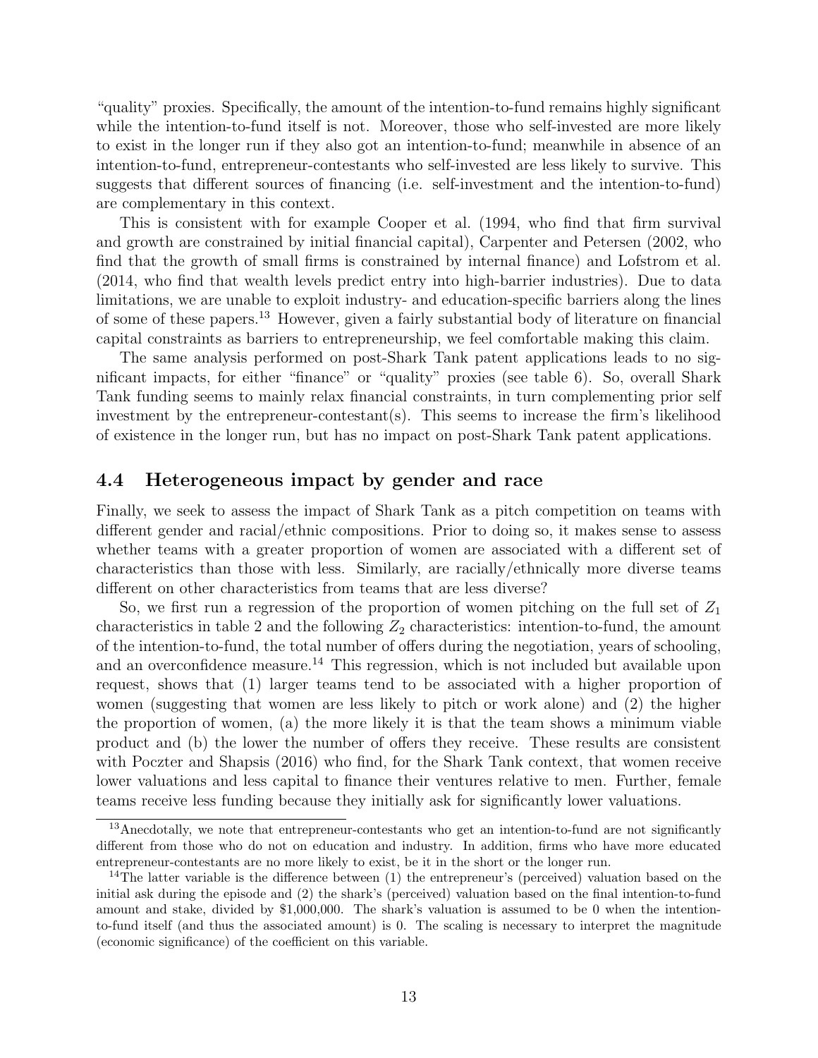"quality" proxies. Specifically, the amount of the intention-to-fund remains highly significant while the intention-to-fund itself is not. Moreover, those who self-invested are more likely to exist in the longer run if they also got an intention-to-fund; meanwhile in absence of an intention-to-fund, entrepreneur-contestants who self-invested are less likely to survive. This suggests that different sources of financing (i.e. self-investment and the intention-to-fund) are complementary in this context.

This is consistent with for example Cooper et al. (1994, who find that firm survival and growth are constrained by initial financial capital), Carpenter and Petersen (2002, who find that the growth of small firms is constrained by internal finance) and Lofstrom et al. (2014, who find that wealth levels predict entry into high-barrier industries). Due to data limitations, we are unable to exploit industry- and education-specific barriers along the lines of some of these papers.[13] However, given a fairly substantial body of literature on financial capital constraints as barriers to entrepreneurship, we feel comfortable making this claim.

The same analysis performed on post-Shark Tank patent applications leads to no significant impacts, for either "finance" or "quality" proxies (see table 6). So, overall Shark Tank funding seems to mainly relax financial constraints, in turn complementing prior self investment by the entrepreneur-contestant(s). This seems to increase the firm's likelihood of existence in the longer run, but has no impact on post-Shark Tank patent applications.

## 4.4 Heterogeneous impact by gender and race

Finally, we seek to assess the impact of Shark Tank as a pitch competition on teams with different gender and racial/ethnic compositions. Prior to doing so, it makes sense to assess whether teams with a greater proportion of women are associated with a different set of characteristics than those with less. Similarly, are racially/ethnically more diverse teams different on other characteristics from teams that are less diverse?

So, we first run a regression of the proportion of women pitching on the full set of $Z_1$ characteristics in table 2 and the following $Z_2$ characteristics: intention-to-fund, the amount of the intention-to-fund, the total number of offers during the negotiation, years of schooling, and an overconfidence measure.[14] This regression, which is not included but available upon request, shows that (1) larger teams tend to be associated with a higher proportion of women (suggesting that women are less likely to pitch or work alone) and (2) the higher the proportion of women, (a) the more likely it is that the team shows a minimum viable product and (b) the lower the number of offers they receive. These results are consistent with Poczter and Shapsis (2016) who find, for the Shark Tank context, that women receive lower valuations and less capital to finance their ventures relative to men. Further, female teams receive less funding because they initially ask for significantly lower valuations.

[13] Anecdotally, we note that entrepreneur-contestants who get an intention-to-fund are not significantly different from those who do not on education and industry. In addition, firms who have more educated entrepreneur-contestants are no more likely to exist, be it in the short or the longer run.

[14] The latter variable is the difference between (1) the entrepreneur's (perceived) valuation based on the initial ask during the episode and (2) the shark's (perceived) valuation based on the final intention-to-fund amount and stake, divided by \$1,000,000. The shark's valuation is assumed to be 0 when the intention-to-fund itself (and thus the associated amount) is 0. The scaling is necessary to interpret the magnitude (economic significance) of the coefficient on this variable.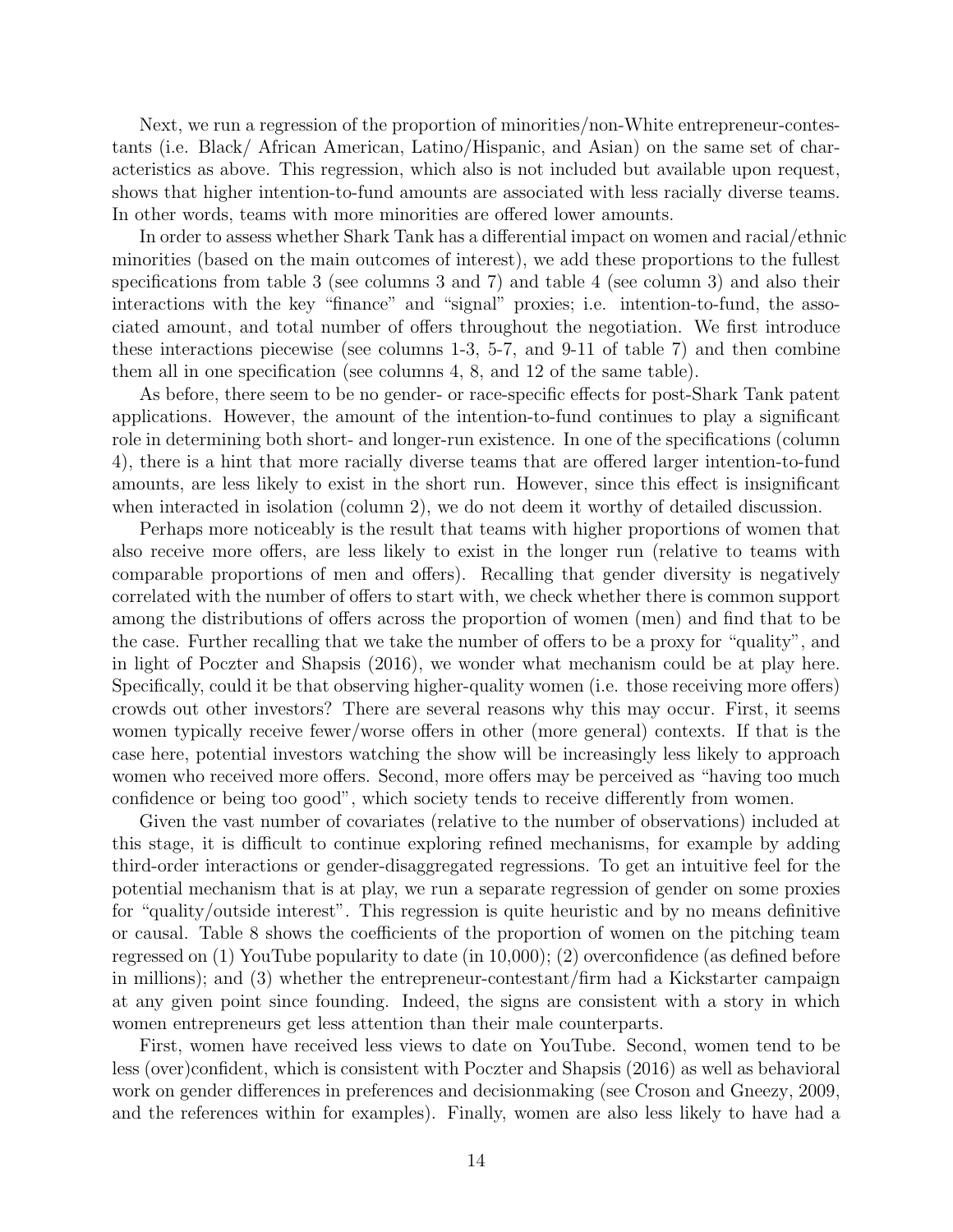Next, we run a regression of the proportion of minorities/non-White entrepreneur-contestants (i.e. Black/ African American, Latino/Hispanic, and Asian) on the same set of characteristics as above. This regression, which also is not included but available upon request, shows that higher intention-to-fund amounts are associated with less racially diverse teams. In other words, teams with more minorities are offered lower amounts.

In order to assess whether Shark Tank has a differential impact on women and racial/ethnic minorities (based on the main outcomes of interest), we add these proportions to the fullest specifications from table 3 (see columns 3 and 7) and table 4 (see column 3) and also their interactions with the key "finance" and "signal" proxies; i.e. intention-to-fund, the associated amount, and total number of offers throughout the negotiation. We first introduce these interactions piecewise (see columns 1-3, 5-7, and 9-11 of table 7) and then combine them all in one specification (see columns 4, 8, and 12 of the same table).

As before, there seem to be no gender- or race-specific effects for post-Shark Tank patent applications. However, the amount of the intention-to-fund continues to play a significant role in determining both short- and longer-run existence. In one of the specifications (column 4), there is a hint that more racially diverse teams that are offered larger intention-to-fund amounts, are less likely to exist in the short run. However, since this effect is insignificant when interacted in isolation (column 2), we do not deem it worthy of detailed discussion.

Perhaps more noticeably is the result that teams with higher proportions of women that also receive more offers, are less likely to exist in the longer run (relative to teams with comparable proportions of men and offers). Recalling that gender diversity is negatively correlated with the number of offers to start with, we check whether there is common support among the distributions of offers across the proportion of women (men) and find that to be the case. Further recalling that we take the number of offers to be a proxy for "quality", and in light of Poczter and Shapsis (2016), we wonder what mechanism could be at play here. Specifically, could it be that observing higher-quality women (i.e. those receiving more offers) crowds out other investors? There are several reasons why this may occur. First, it seems women typically receive fewer/worse offers in other (more general) contexts. If that is the case here, potential investors watching the show will be increasingly less likely to approach women who received more offers. Second, more offers may be perceived as "having too much confidence or being too good", which society tends to receive differently from women.

Given the vast number of covariates (relative to the number of observations) included at this stage, it is difficult to continue exploring refined mechanisms, for example by adding third-order interactions or gender-disaggregated regressions. To get an intuitive feel for the potential mechanism that is at play, we run a separate regression of gender on some proxies for "quality/outside interest". This regression is quite heuristic and by no means definitive or causal. Table 8 shows the coefficients of the proportion of women on the pitching team regressed on (1) YouTube popularity to date (in 10,000); (2) overconfidence (as defined before in millions); and (3) whether the entrepreneur-contestant/firm had a Kickstarter campaign at any given point since founding. Indeed, the signs are consistent with a story in which women entrepreneurs get less attention than their male counterparts.

First, women have received less views to date on YouTube. Second, women tend to be less (over)confident, which is consistent with Poczter and Shapsis (2016) as well as behavioral work on gender differences in preferences and decisionmaking (see Croson and Gneezy, 2009, and the references within for examples). Finally, women are also less likely to have had a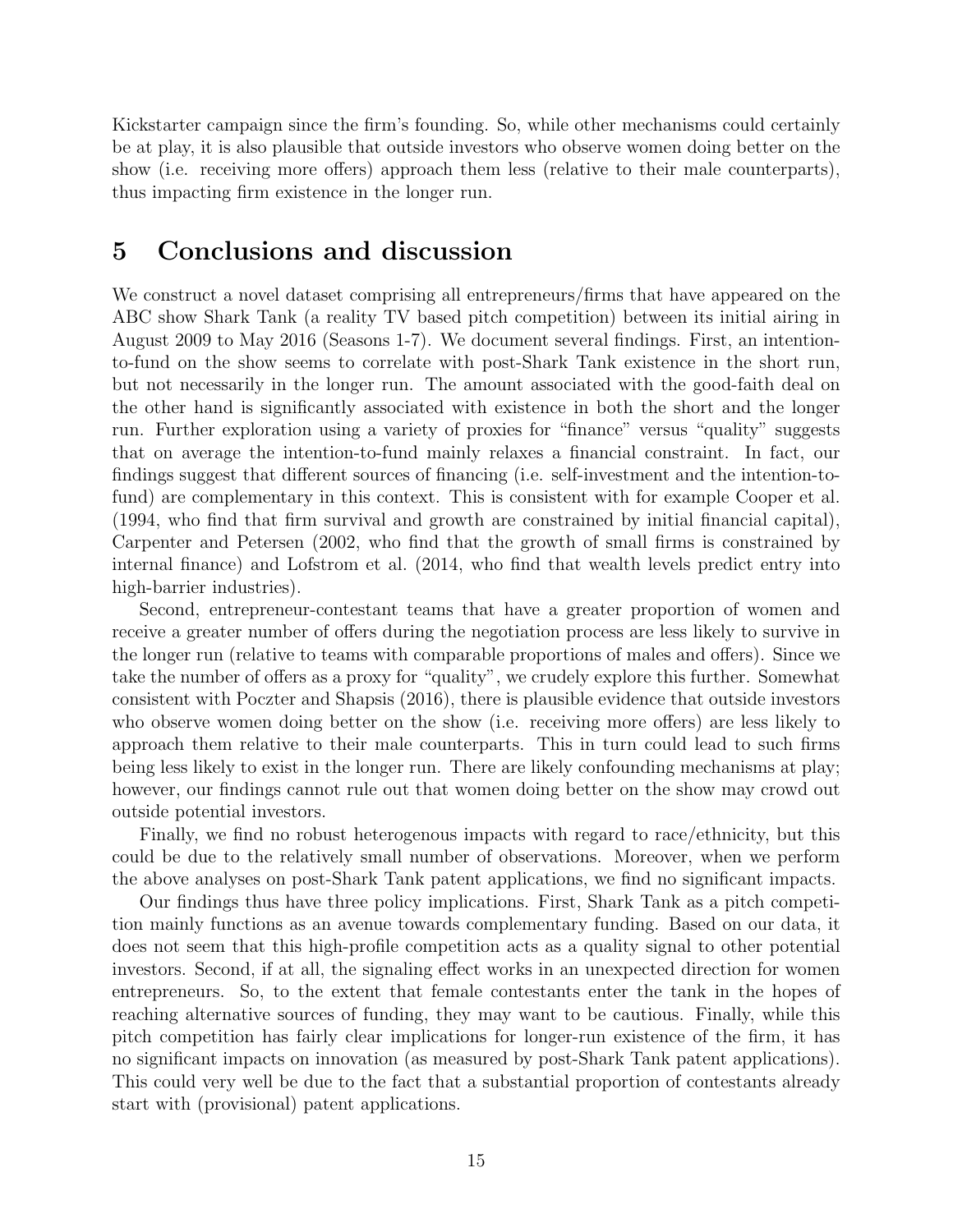Kickstarter campaign since the firm's founding. So, while other mechanisms could certainly be at play, it is also plausible that outside investors who observe women doing better on the show (i.e. receiving more offers) approach them less (relative to their male counterparts), thus impacting firm existence in the longer run.

# 5 Conclusions and discussion

We construct a novel dataset comprising all entrepreneurs/firms that have appeared on the ABC show Shark Tank (a reality TV based pitch competition) between its initial airing in August 2009 to May 2016 (Seasons 1-7). We document several findings. First, an intention-to-fund on the show seems to correlate with post-Shark Tank existence in the short run, but not necessarily in the longer run. The amount associated with the good-faith deal on the other hand is significantly associated with existence in both the short and the longer run. Further exploration using a variety of proxies for "finance" versus "quality" suggests that on average the intention-to-fund mainly relaxes a financial constraint. In fact, our findings suggest that different sources of financing (i.e. self-investment and the intention-to-fund) are complementary in this context. This is consistent with for example Cooper et al. (1994, who find that firm survival and growth are constrained by initial financial capital), Carpenter and Petersen (2002, who find that the growth of small firms is constrained by internal finance) and Lofstrom et al. (2014, who find that wealth levels predict entry into high-barrier industries).

Second, entrepreneur-contestant teams that have a greater proportion of women and receive a greater number of offers during the negotiation process are less likely to survive in the longer run (relative to teams with comparable proportions of males and offers). Since we take the number of offers as a proxy for "quality", we crudely explore this further. Somewhat consistent with Poczter and Shapsis (2016), there is plausible evidence that outside investors who observe women doing better on the show (i.e. receiving more offers) are less likely to approach them relative to their male counterparts. This in turn could lead to such firms being less likely to exist in the longer run. There are likely confounding mechanisms at play; however, our findings cannot rule out that women doing better on the show may crowd out outside potential investors.

Finally, we find no robust heterogenous impacts with regard to race/ethnicity, but this could be due to the relatively small number of observations. Moreover, when we perform the above analyses on post-Shark Tank patent applications, we find no significant impacts.

Our findings thus have three policy implications. First, Shark Tank as a pitch competition mainly functions as an avenue towards complementary funding. Based on our data, it does not seem that this high-profile competition acts as a quality signal to other potential investors. Second, if at all, the signaling effect works in an unexpected direction for women entrepreneurs. So, to the extent that female contestants enter the tank in the hopes of reaching alternative sources of funding, they may want to be cautious. Finally, while this pitch competition has fairly clear implications for longer-run existence of the firm, it has no significant impacts on innovation (as measured by post-Shark Tank patent applications). This could very well be due to the fact that a substantial proportion of contestants already start with (provisional) patent applications.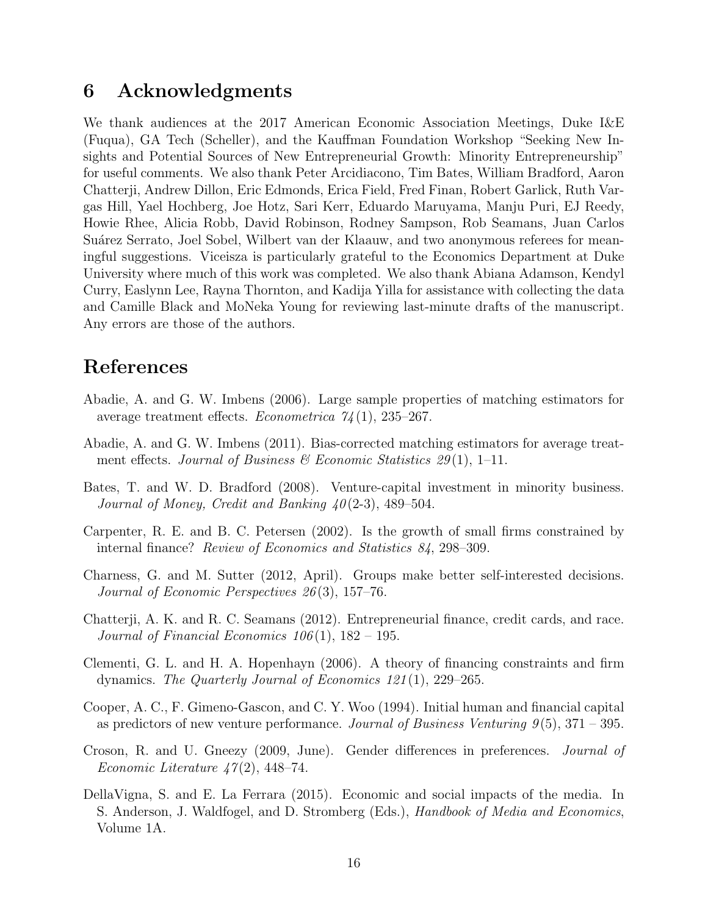## 6 Acknowledgments

We thank audiences at the 2017 American Economic Association Meetings, Duke I&E (Fuqua), GA Tech (Scheller), and the Kauffman Foundation Workshop "Seeking New Insights and Potential Sources of New Entrepreneurial Growth: Minority Entrepreneurship" for useful comments. We also thank Peter Arcidiacono, Tim Bates, William Bradford, Aaron Chatterji, Andrew Dillon, Eric Edmonds, Erica Field, Fred Finan, Robert Garlick, Ruth Vargas Hill, Yael Hochberg, Joe Hotz, Sari Kerr, Eduardo Maruyama, Manju Puri, EJ Reedy, Howie Rhee, Alicia Robb, David Robinson, Rodney Sampson, Rob Seamans, Juan Carlos Suárez Serrato, Joel Sobel, Wilbert van der Klaauw, and two anonymous referees for meaningful suggestions. Viceisza is particularly grateful to the Economics Department at Duke University where much of this work was completed. We also thank Abiana Adamson, Kendyl Curry, Easlynn Lee, Rayna Thornton, and Kadija Yilla for assistance with collecting the data and Camille Black and MoNeka Young for reviewing last-minute drafts of the manuscript. Any errors are those of the authors.

## References

Abadie, A. and G. W. Imbens (2006). Large sample properties of matching estimators for average treatment effects. *Econometrica 74*(1), 235–267.

Abadie, A. and G. W. Imbens (2011). Bias-corrected matching estimators for average treatment effects. *Journal of Business & Economic Statistics 29*(1), 1–11.

Bates, T. and W. D. Bradford (2008). Venture-capital investment in minority business. *Journal of Money, Credit and Banking 40*(2-3), 489–504.

Carpenter, R. E. and B. C. Petersen (2002). Is the growth of small firms constrained by internal finance? *Review of Economics and Statistics 84*, 298–309.

Charness, G. and M. Sutter (2012, April). Groups make better self-interested decisions. *Journal of Economic Perspectives 26*(3), 157–76.

Chatterji, A. K. and R. C. Seamans (2012). Entrepreneurial finance, credit cards, and race. *Journal of Financial Economics 106*(1), 182 – 195.

Clementi, G. L. and H. A. Hopenhayn (2006). A theory of financing constraints and firm dynamics. *The Quarterly Journal of Economics 121*(1), 229–265.

Cooper, A. C., F. Gimeno-Gascon, and C. Y. Woo (1994). Initial human and financial capital as predictors of new venture performance. *Journal of Business Venturing 9*(5), 371 – 395.

Croson, R. and U. Gneezy (2009, June). Gender differences in preferences. *Journal of Economic Literature 47*(2), 448–74.

DellaVigna, S. and E. La Ferrara (2015). Economic and social impacts of the media. In S. Anderson, J. Waldfogel, and D. Stromberg (Eds.), *Handbook of Media and Economics*, Volume 1A.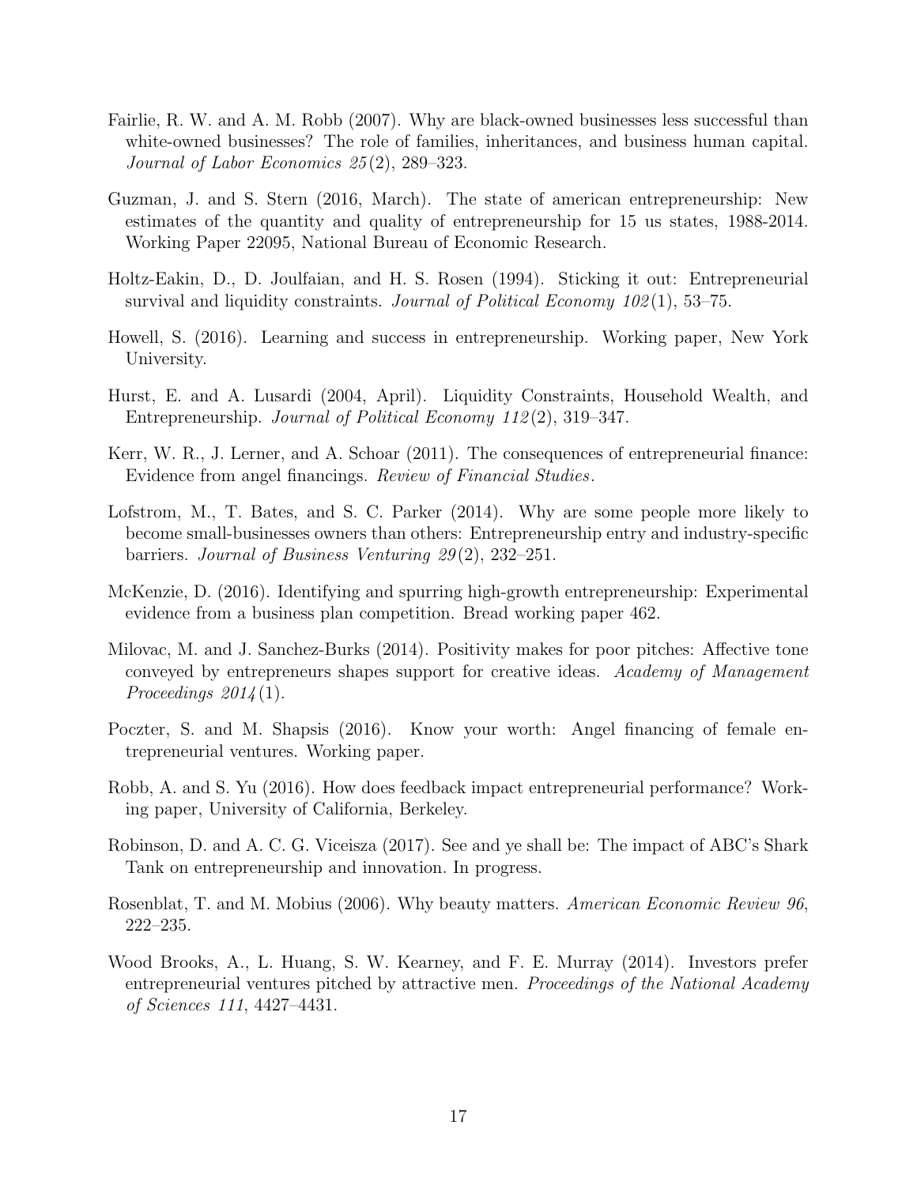Fairlie, R. W. and A. M. Robb (2007). Why are black-owned businesses less successful than white-owned businesses? The role of families, inheritances, and business human capital. *Journal of Labor Economics 25*(2), 289–323.

Guzman, J. and S. Stern (2016, March). The state of american entrepreneurship: New estimates of the quantity and quality of entrepreneurship for 15 us states, 1988-2014. Working Paper 22095, National Bureau of Economic Research.

Holtz-Eakin, D., D. Joulfaian, and H. S. Rosen (1994). Sticking it out: Entrepreneurial survival and liquidity constraints. *Journal of Political Economy 102*(1), 53–75.

Howell, S. (2016). Learning and success in entrepreneurship. Working paper, New York University.

Hurst, E. and A. Lusardi (2004, April). Liquidity Constraints, Household Wealth, and Entrepreneurship. *Journal of Political Economy 112*(2), 319–347.

Kerr, W. R., J. Lerner, and A. Schoar (2011). The consequences of entrepreneurial finance: Evidence from angel financings. *Review of Financial Studies*.

Lofstrom, M., T. Bates, and S. C. Parker (2014). Why are some people more likely to become small-businesses owners than others: Entrepreneurship entry and industry-specific barriers. *Journal of Business Venturing 29*(2), 232–251.

McKenzie, D. (2016). Identifying and spurring high-growth entrepreneurship: Experimental evidence from a business plan competition. Bread working paper 462.

Milovac, M. and J. Sanchez-Burks (2014). Positivity makes for poor pitches: Affective tone conveyed by entrepreneurs shapes support for creative ideas. *Academy of Management Proceedings 2014*(1).

Poczter, S. and M. Shapsis (2016). Know your worth: Angel financing of female entrepreneurial ventures. Working paper.

Robb, A. and S. Yu (2016). How does feedback impact entrepreneurial performance? Working paper, University of California, Berkeley.

Robinson, D. and A. C. G. Viceisza (2017). See and ye shall be: The impact of ABC's Shark Tank on entrepreneurship and innovation. In progress.

Rosenblat, T. and M. Mobius (2006). Why beauty matters. *American Economic Review 96*, 222–235.

Wood Brooks, A., L. Huang, S. W. Kearney, and F. E. Murray (2014). Investors prefer entrepreneurial ventures pitched by attractive men. *Proceedings of the National Academy of Sciences 111*, 4427–4431.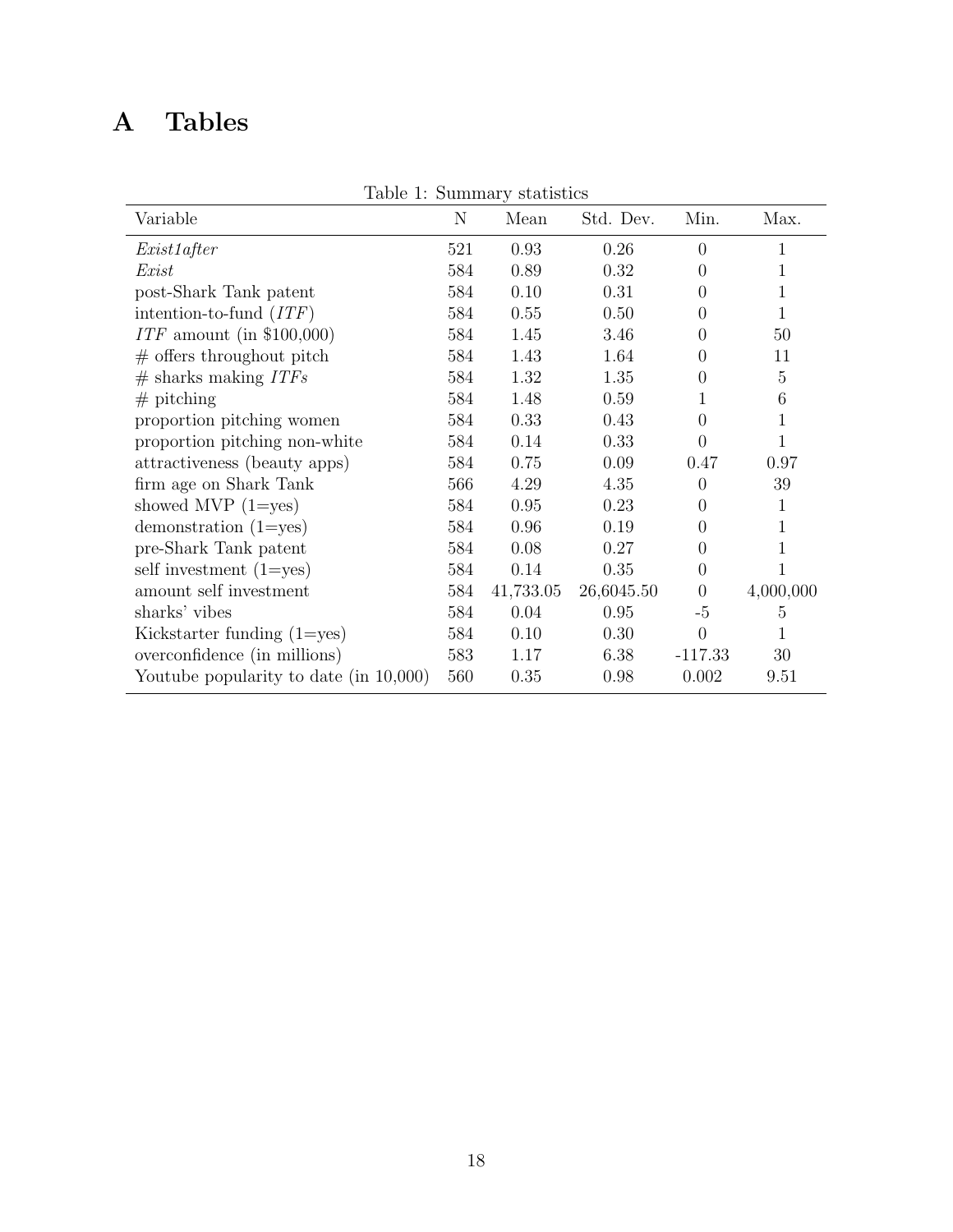# A Tables

Table 1: Summary statistics

| Variable | N | Mean | Std. Dev. | Min. | Max. |
|---|---|---|---|---|---|
| *Exist1after* | 521 | 0.93 | 0.26 | 0 | 1 |
| *Exist* | 584 | 0.89 | 0.32 | 0 | 1 |
| post-Shark Tank patent | 584 | 0.10 | 0.31 | 0 | 1 |
| intention-to-fund (*ITF*) | 584 | 0.55 | 0.50 | 0 | 1 |
| *ITF* amount (in $100,000) | 584 | 1.45 | 3.46 | 0 | 50 |
| # offers throughout pitch | 584 | 1.43 | 1.64 | 0 | 11 |
| # sharks making *ITFs* | 584 | 1.32 | 1.35 | 0 | 5 |
| # pitching | 584 | 1.48 | 0.59 | 1 | 6 |
| proportion pitching women | 584 | 0.33 | 0.43 | 0 | 1 |
| proportion pitching non-white | 584 | 0.14 | 0.33 | 0 | 1 |
| attractiveness (beauty apps) | 584 | 0.75 | 0.09 | 0.47 | 0.97 |
| firm age on Shark Tank | 566 | 4.29 | 4.35 | 0 | 39 |
| showed MVP (1=yes) | 584 | 0.95 | 0.23 | 0 | 1 |
| demonstration (1=yes) | 584 | 0.96 | 0.19 | 0 | 1 |
| pre-Shark Tank patent | 584 | 0.08 | 0.27 | 0 | 1 |
| self investment (1=yes) | 584 | 0.14 | 0.35 | 0 | 1 |
| amount self investment | 584 | 41,733.05 | 26,6045.50 | 0 | 4,000,000 |
| sharks' vibes | 584 | 0.04 | 0.95 | -5 | 5 |
| Kickstarter funding (1=yes) | 584 | 0.10 | 0.30 | 0 | 1 |
| overconfidence (in millions) | 583 | 1.17 | 6.38 | -117.33 | 30 |
| Youtube popularity to date (in 10,000) | 560 | 0.35 | 0.98 | 0.002 | 9.51 |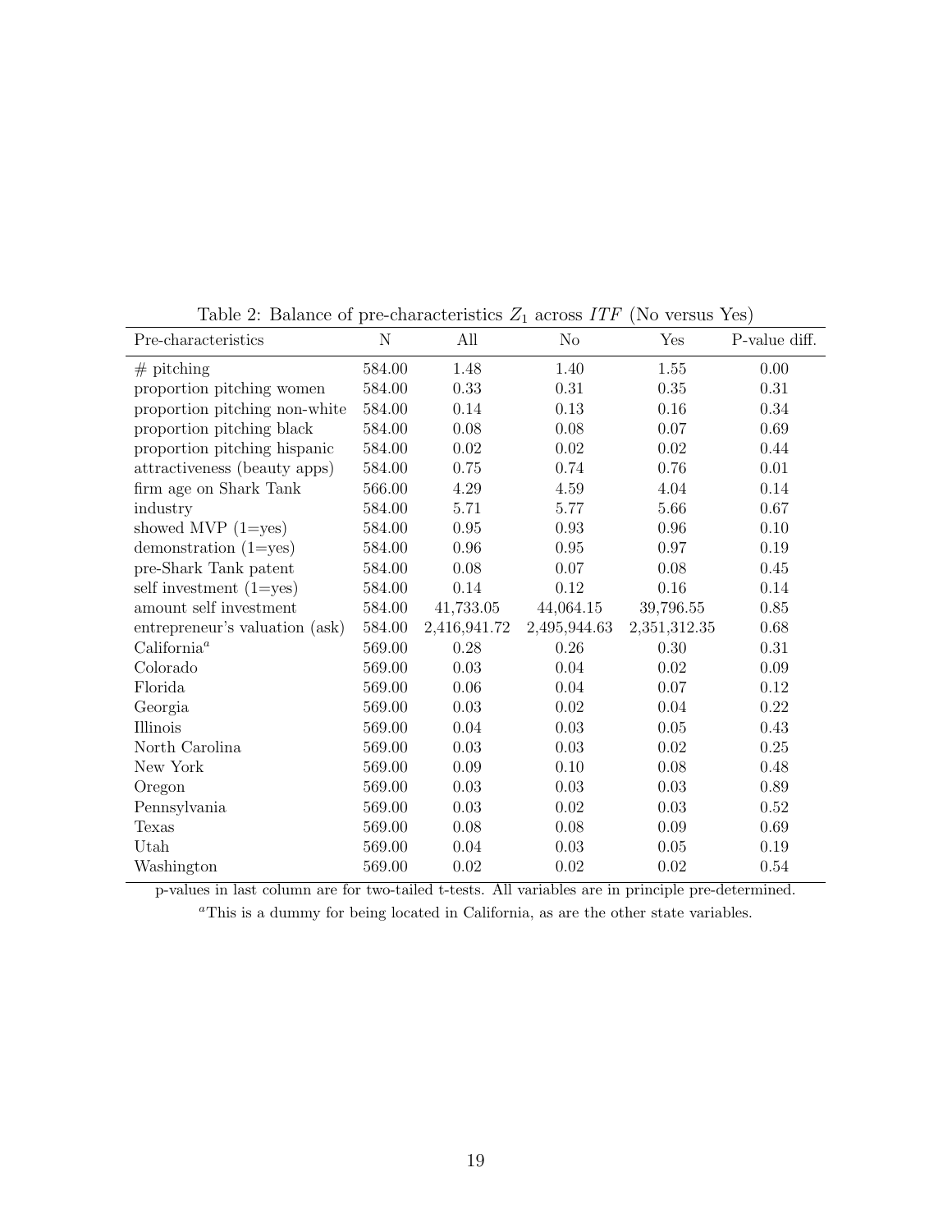Table 2: Balance of pre-characteristics $Z_1$ across $ITF$ (No versus Yes)

| Pre-characteristics | N | All | No | Yes | P-value diff. |
|---|---|---|---|---|---|
| # pitching | 584.00 | 1.48 | 1.40 | 1.55 | 0.00 |
| proportion pitching women | 584.00 | 0.33 | 0.31 | 0.35 | 0.31 |
| proportion pitching non-white | 584.00 | 0.14 | 0.13 | 0.16 | 0.34 |
| proportion pitching black | 584.00 | 0.08 | 0.08 | 0.07 | 0.69 |
| proportion pitching hispanic | 584.00 | 0.02 | 0.02 | 0.02 | 0.44 |
| attractiveness (beauty apps) | 584.00 | 0.75 | 0.74 | 0.76 | 0.01 |
| firm age on Shark Tank | 566.00 | 4.29 | 4.59 | 4.04 | 0.14 |
| industry | 584.00 | 5.71 | 5.77 | 5.66 | 0.67 |
| showed MVP (1=yes) | 584.00 | 0.95 | 0.93 | 0.96 | 0.10 |
| demonstration (1=yes) | 584.00 | 0.96 | 0.95 | 0.97 | 0.19 |
| pre-Shark Tank patent | 584.00 | 0.08 | 0.07 | 0.08 | 0.45 |
| self investment (1=yes) | 584.00 | 0.14 | 0.12 | 0.16 | 0.14 |
| amount self investment | 584.00 | 41,733.05 | 44,064.15 | 39,796.55 | 0.85 |
| entrepreneur's valuation (ask) | 584.00 | 2,416,941.72 | 2,495,944.63 | 2,351,312.35 | 0.68 |
| California[a] | 569.00 | 0.28 | 0.26 | 0.30 | 0.31 |
| Colorado | 569.00 | 0.03 | 0.04 | 0.02 | 0.09 |
| Florida | 569.00 | 0.06 | 0.04 | 0.07 | 0.12 |
| Georgia | 569.00 | 0.03 | 0.02 | 0.04 | 0.22 |
| Illinois | 569.00 | 0.04 | 0.03 | 0.05 | 0.43 |
| North Carolina | 569.00 | 0.03 | 0.03 | 0.02 | 0.25 |
| New York | 569.00 | 0.09 | 0.10 | 0.08 | 0.48 |
| Oregon | 569.00 | 0.03 | 0.03 | 0.03 | 0.89 |
| Pennsylvania | 569.00 | 0.03 | 0.02 | 0.03 | 0.52 |
| Texas | 569.00 | 0.08 | 0.08 | 0.09 | 0.69 |
| Utah | 569.00 | 0.04 | 0.03 | 0.05 | 0.19 |
| Washington | 569.00 | 0.02 | 0.02 | 0.02 | 0.54 |

p-values in last column are for two-tailed t-tests. All variables are in principle pre-determined.

[a] This is a dummy for being located in California, as are the other state variables.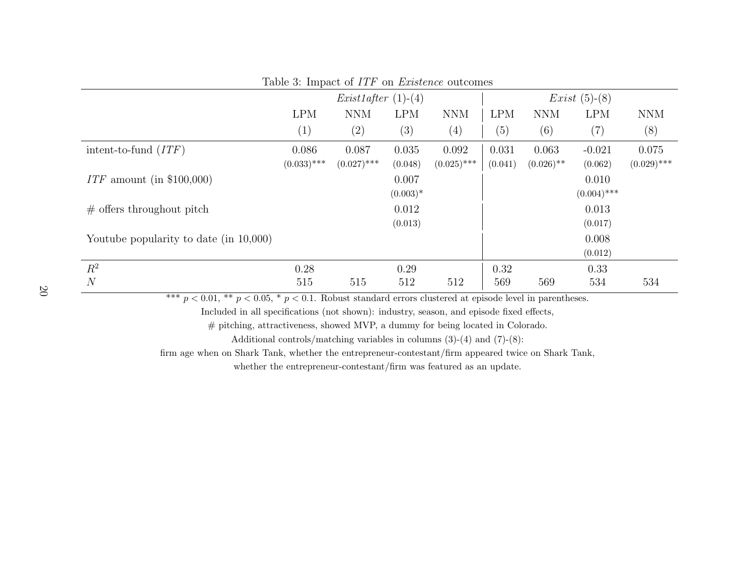Table 3: Impact of *ITF* on *Existence* outcomes

| | *Exist1after* (1)-(4) | | | | *Exist* (5)-(8) | | | |
|---|---|---|---|---|---|---|---|---|
| | LPM | NNM | LPM | NNM | LPM | NNM | LPM | NNM |
| | (1) | (2) | (3) | (4) | (5) | (6) | (7) | (8) |
| intent-to-fund (*ITF*) | 0.086 | 0.087 | 0.035 | 0.092 | 0.031 | 0.063 | -0.021 | 0.075 |
| | (0.033)*** | (0.027)*** | (0.048) | (0.025)*** | (0.041) | (0.026)** | (0.062) | (0.029)*** |
| *ITF* amount (in \$100,000) | | | 0.007 | | | | 0.010 | |
| | | | (0.003)* | | | | (0.004)*** | |
| # offers throughout pitch | | | 0.012 | | | | 0.013 | |
| | | | (0.013) | | | | (0.017) | |
| Youtube popularity to date (in 10,000) | | | | | | | 0.008 | |
| | | | | | | | (0.012) | |
| $R^2$ | 0.28 | | 0.29 | | 0.32 | | 0.33 | |
| $N$ | 515 | 515 | 512 | 512 | 569 | 569 | 534 | 534 |

*** $p < 0.01$, ** $p < 0.05$, * $p < 0.1$. Robust standard errors clustered at episode level in parentheses.
Included in all specifications (not shown): industry, season, and episode fixed effects,
# pitching, attractiveness, showed MVP, a dummy for being located in Colorado.
Additional controls/matching variables in columns (3)-(4) and (7)-(8):
firm age when on Shark Tank, whether the entrepreneur-contestant/firm appeared twice on Shark Tank,
whether the entrepreneur-contestant/firm was featured as an update.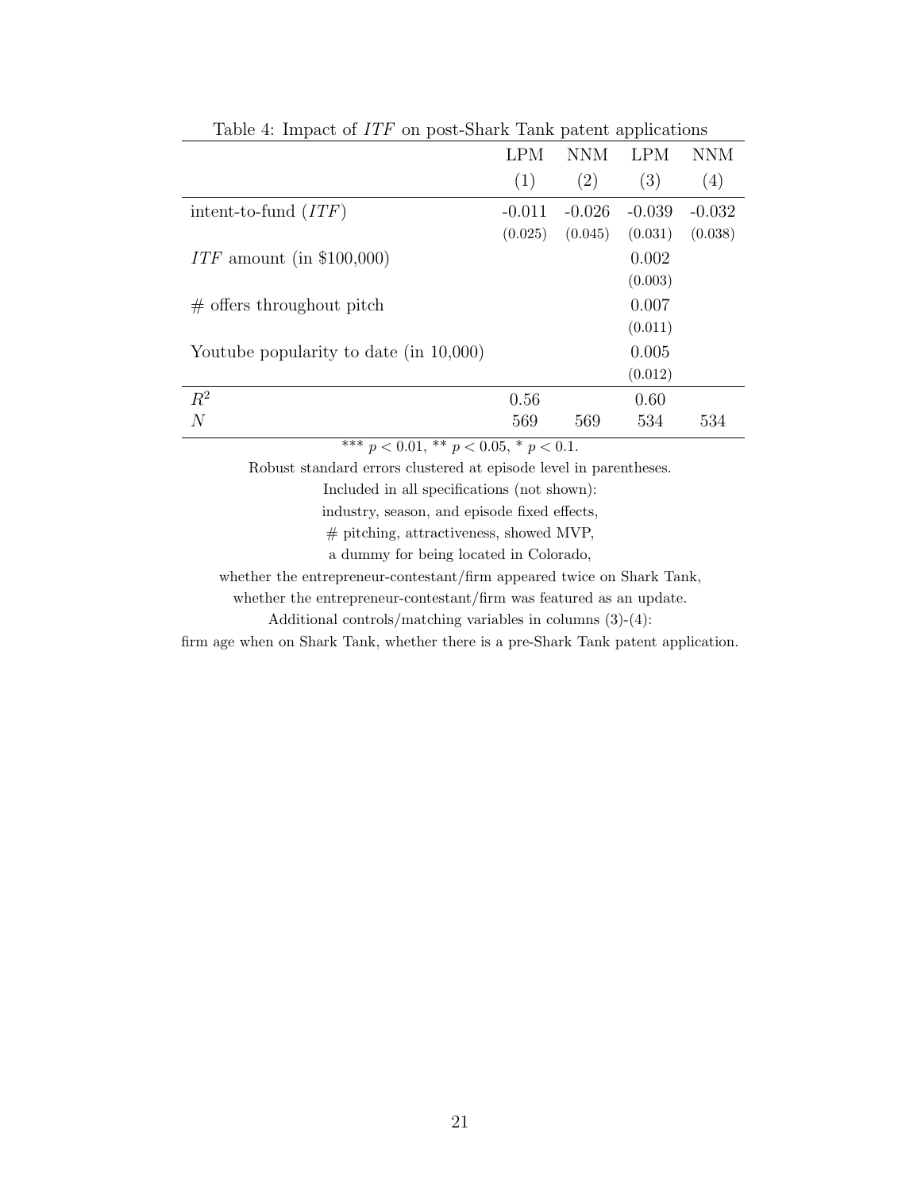Table 4: Impact of *ITF* on post-Shark Tank patent applications

| | LPM | NNM | LPM | NNM |
|---|---|---|---|---|
| | (1) | (2) | (3) | (4) |
| intent-to-fund (*ITF*) | -0.011 | -0.026 | -0.039 | -0.032 |
| | (0.025) | (0.045) | (0.031) | (0.038) |
| *ITF* amount (in $100,000) | | | 0.002 | |
| | | | (0.003) | |
| # offers throughout pitch | | | 0.007 | |
| | | | (0.011) | |
| Youtube popularity to date (in 10,000) | | | 0.005 | |
| | | | (0.012) | |
| $R^2$ | 0.56 | | 0.60 | |
| $N$ | 569 | 569 | 534 | 534 |

*** $p < 0.01$, ** $p < 0.05$, * $p < 0.1$.

Robust standard errors clustered at episode level in parentheses.

Included in all specifications (not shown):

industry, season, and episode fixed effects,

# pitching, attractiveness, showed MVP,

a dummy for being located in Colorado,

whether the entrepreneur-contestant/firm appeared twice on Shark Tank,

whether the entrepreneur-contestant/firm was featured as an update.

Additional controls/matching variables in columns (3)-(4):

firm age when on Shark Tank, whether there is a pre-Shark Tank patent application.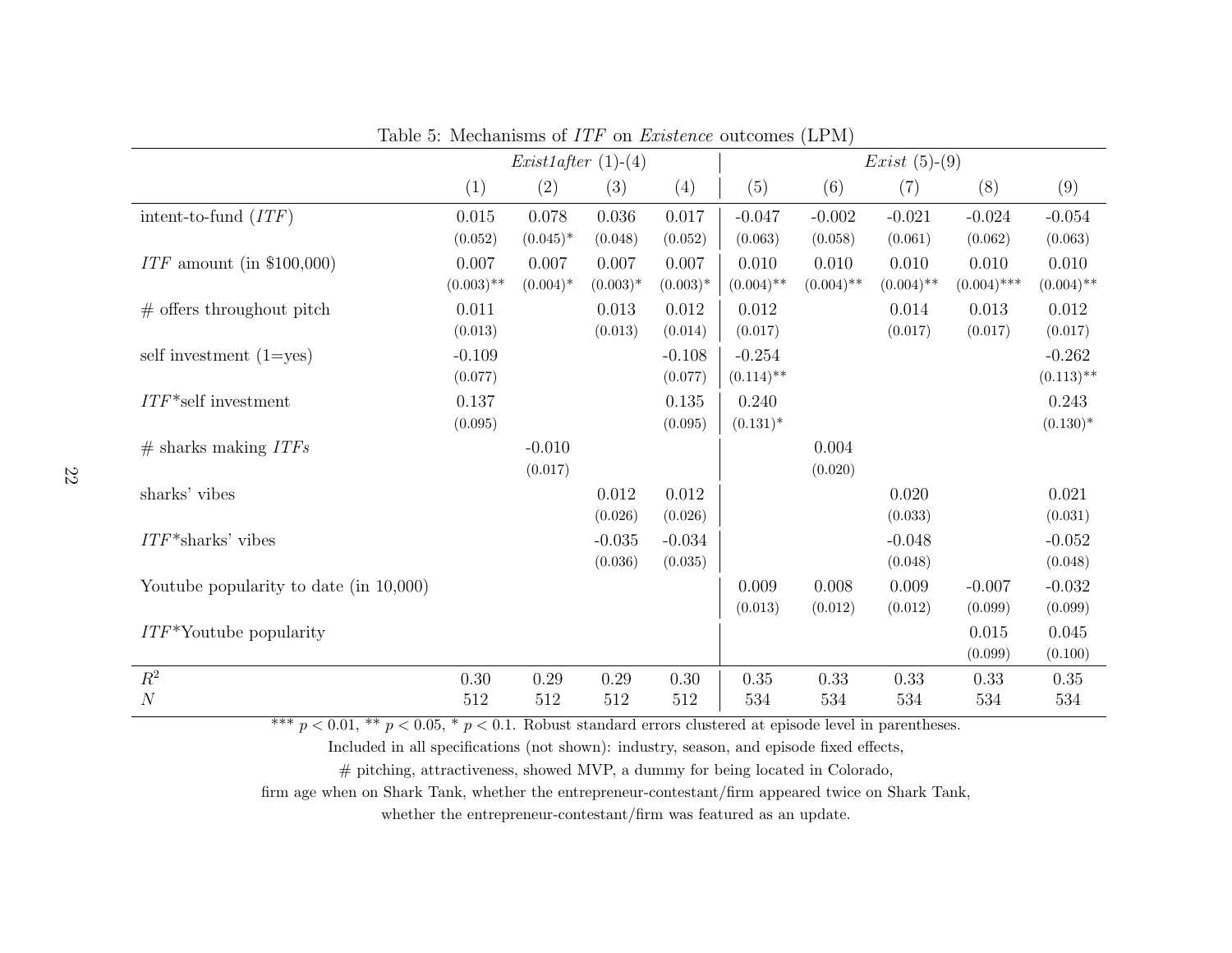Table 5: Mechanisms of *ITF* on *Existence* outcomes (LPM)

| | *Exist1after* (1)-(4) | | | | *Exist* (5)-(9) | | | | |
|---|---|---|---|---|---|---|---|---|---|
| | (1) | (2) | (3) | (4) | (5) | (6) | (7) | (8) | (9) |
| intent-to-fund (*ITF*) | 0.015 | 0.078 | 0.036 | 0.017 | -0.047 | -0.002 | -0.021 | -0.024 | -0.054 |
| | (0.052) | (0.045)* | (0.048) | (0.052) | (0.063) | (0.058) | (0.061) | (0.062) | (0.063) |
| *ITF* amount (in \$100,000) | 0.007 | 0.007 | 0.007 | 0.007 | 0.010 | 0.010 | 0.010 | 0.010 | 0.010 |
| | (0.003)** | (0.004)* | (0.003)* | (0.003)* | (0.004)** | (0.004)** | (0.004)** | (0.004)*** | (0.004)** |
| # offers throughout pitch | 0.011 | | 0.013 | 0.012 | 0.012 | | 0.014 | 0.013 | 0.012 |
| | (0.013) | | (0.013) | (0.014) | (0.017) | | (0.017) | (0.017) | (0.017) |
| self investment (1=yes) | -0.109 | | | -0.108 | -0.254 | | | | -0.262 |
| | (0.077) | | | (0.077) | (0.114)** | | | | (0.113)** |
| *ITF*\*self investment | 0.137 | | | 0.135 | 0.240 | | | | 0.243 |
| | (0.095) | | | (0.095) | (0.131)* | | | | (0.130)* |
| # sharks making *ITFs* | | -0.010 | | | | 0.004 | | | |
| | | (0.017) | | | | (0.020) | | | |
| sharks' vibes | | | 0.012 | 0.012 | | | 0.020 | | 0.021 |
| | | | (0.026) | (0.026) | | | (0.033) | | (0.031) |
| *ITF*\*sharks' vibes | | | -0.035 | -0.034 | | | -0.048 | | -0.052 |
| | | | (0.036) | (0.035) | | | (0.048) | | (0.048) |
| Youtube popularity to date (in 10,000) | | | | | 0.009 | 0.008 | 0.009 | -0.007 | -0.032 |
| | | | | | (0.013) | (0.012) | (0.012) | (0.099) | (0.099) |
| *ITF*\*Youtube popularity | | | | | | | | 0.015 | 0.045 |
| | | | | | | | | (0.099) | (0.100) |
| $R^2$ | 0.30 | 0.29 | 0.29 | 0.30 | 0.35 | 0.33 | 0.33 | 0.33 | 0.35 |
| $N$ | 512 | 512 | 512 | 512 | 534 | 534 | 534 | 534 | 534 |

*** $p < 0.01$, ** $p < 0.05$, * $p < 0.1$. Robust standard errors clustered at episode level in parentheses.
Included in all specifications (not shown): industry, season, and episode fixed effects,
# pitching, attractiveness, showed MVP, a dummy for being located in Colorado,
firm age when on Shark Tank, whether the entrepreneur-contestant/firm appeared twice on Shark Tank,
whether the entrepreneur-contestant/firm was featured as an update.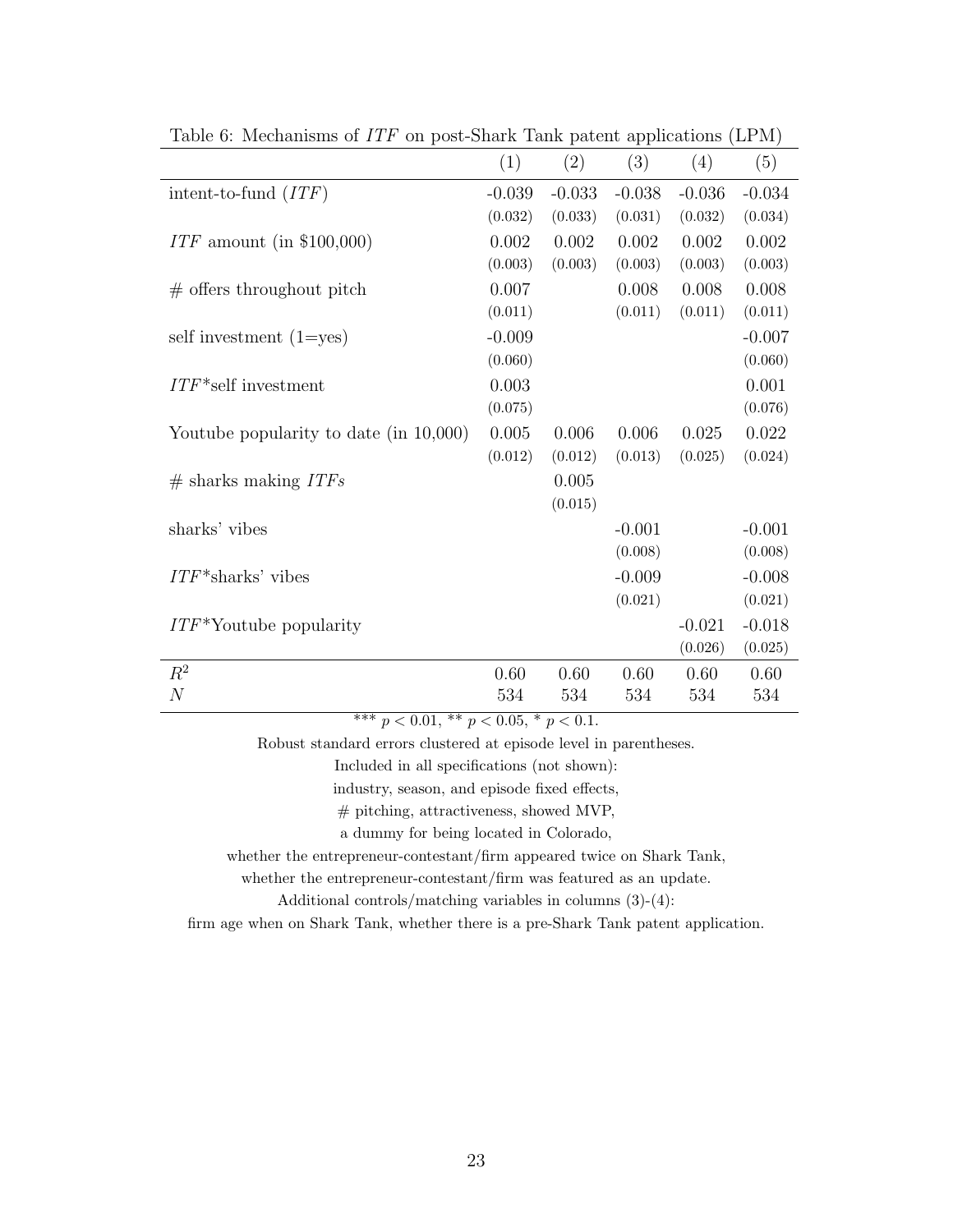Table 6: Mechanisms of *ITF* on post-Shark Tank patent applications (LPM)

| | (1) | (2) | (3) | (4) | (5) |
|---|---|---|---|---|---|
| intent-to-fund (*ITF*) | -0.039 | -0.033 | -0.038 | -0.036 | -0.034 |
| | (0.032) | (0.033) | (0.031) | (0.032) | (0.034) |
| *ITF* amount (in \$100,000) | 0.002 | 0.002 | 0.002 | 0.002 | 0.002 |
| | (0.003) | (0.003) | (0.003) | (0.003) | (0.003) |
| # offers throughout pitch | 0.007 | | 0.008 | 0.008 | 0.008 |
| | (0.011) | | (0.011) | (0.011) | (0.011) |
| self investment (1=yes) | -0.009 | | | | -0.007 |
| | (0.060) | | | | (0.060) |
| *ITF*\*self investment | 0.003 | | | | 0.001 |
| | (0.075) | | | | (0.076) |
| Youtube popularity to date (in 10,000) | 0.005 | 0.006 | 0.006 | 0.025 | 0.022 |
| | (0.012) | (0.012) | (0.013) | (0.025) | (0.024) |
| # sharks making *ITFs* | | 0.005 | | | |
| | | (0.015) | | | |
| sharks' vibes | | | -0.001 | | -0.001 |
| | | | (0.008) | | (0.008) |
| *ITF*\*sharks' vibes | | | -0.009 | | -0.008 |
| | | | (0.021) | | (0.021) |
| *ITF*\*Youtube popularity | | | | -0.021 | -0.018 |
| | | | | (0.026) | (0.025) |
| $R^2$ | 0.60 | 0.60 | 0.60 | 0.60 | 0.60 |
| $N$ | 534 | 534 | 534 | 534 | 534 |

*** $p < 0.01$, ** $p < 0.05$, * $p < 0.1$.

Robust standard errors clustered at episode level in parentheses.

Included in all specifications (not shown):

industry, season, and episode fixed effects,

# pitching, attractiveness, showed MVP,

a dummy for being located in Colorado,

whether the entrepreneur-contestant/firm appeared twice on Shark Tank,

whether the entrepreneur-contestant/firm was featured as an update.

Additional controls/matching variables in columns (3)-(4):

firm age when on Shark Tank, whether there is a pre-Shark Tank patent application.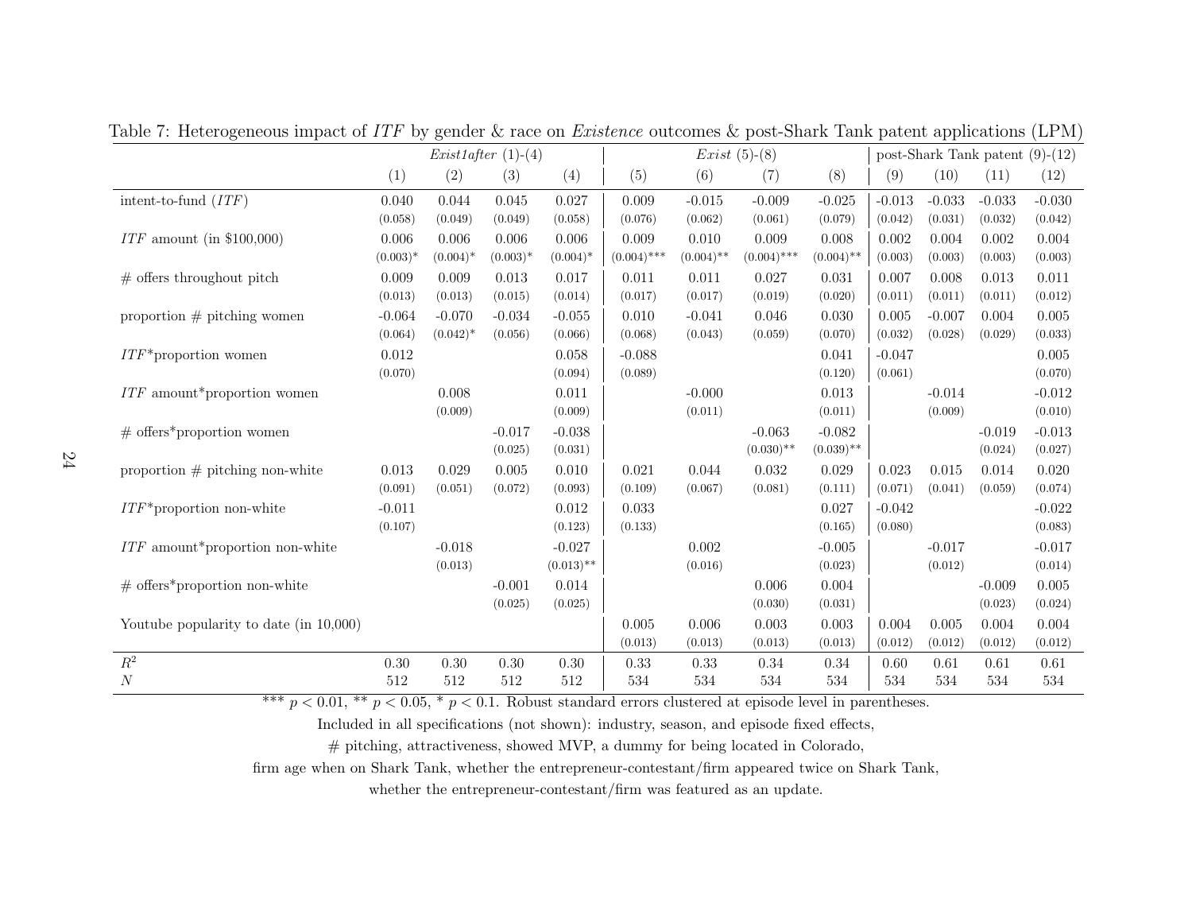Table 7: Heterogeneous impact of *ITF* by gender & race on *Existence* outcomes & post-Shark Tank patent applications (LPM)

| | *Exist1after* (1)-(4) | | | | *Exist* (5)-(8) | | | | post-Shark Tank patent (9)-(12) | | | |
|---|---|---|---|---|---|---|---|---|---|---|---|---|
| | (1) | (2) | (3) | (4) | (5) | (6) | (7) | (8) | (9) | (10) | (11) | (12) |
| intent-to-fund (*ITF*) | 0.040 | 0.044 | 0.045 | 0.027 | 0.009 | -0.015 | -0.009 | -0.025 | -0.013 | -0.033 | -0.033 | -0.030 |
| | (0.058) | (0.049) | (0.049) | (0.058) | (0.076) | (0.062) | (0.061) | (0.079) | (0.042) | (0.031) | (0.032) | (0.042) |
| *ITF* amount (in $100,000) | 0.006 | 0.006 | 0.006 | 0.006 | 0.009 | 0.010 | 0.009 | 0.008 | 0.002 | 0.004 | 0.002 | 0.004 |
| | (0.003)* | (0.004)* | (0.003)* | (0.004)* | (0.004)*** | (0.004)** | (0.004)*** | (0.004)** | (0.003) | (0.003) | (0.003) | (0.003) |
| # offers throughout pitch | 0.009 | 0.009 | 0.013 | 0.017 | 0.011 | 0.011 | 0.027 | 0.031 | 0.007 | 0.008 | 0.013 | 0.011 |
| | (0.013) | (0.013) | (0.015) | (0.014) | (0.017) | (0.017) | (0.019) | (0.020) | (0.011) | (0.011) | (0.011) | (0.012) |
| proportion # pitching women | -0.064 | -0.070 | -0.034 | -0.055 | 0.010 | -0.041 | 0.046 | 0.030 | 0.005 | -0.007 | 0.004 | 0.005 |
| | (0.064) | (0.042)* | (0.056) | (0.066) | (0.068) | (0.043) | (0.059) | (0.070) | (0.032) | (0.028) | (0.029) | (0.033) |
| *ITF**proportion women | 0.012 | | | 0.058 | -0.088 | | | 0.041 | -0.047 | | | 0.005 |
| | (0.070) | | | (0.094) | (0.089) | | | (0.120) | (0.061) | | | (0.070) |
| *ITF* amount*proportion women | | 0.008 | | 0.011 | | -0.000 | | 0.013 | | -0.014 | | -0.012 |
| | | (0.009) | | (0.009) | | (0.011) | | (0.011) | | (0.009) | | (0.010) |
| # offers*proportion women | | | -0.017 | -0.038 | | | -0.063 | -0.082 | | | -0.019 | -0.013 |
| | | | (0.025) | (0.031) | | | (0.030)** | (0.039)** | | | (0.024) | (0.027) |
| proportion # pitching non-white | 0.013 | 0.029 | 0.005 | 0.010 | 0.021 | 0.044 | 0.032 | 0.029 | 0.023 | 0.015 | 0.014 | 0.020 |
| | (0.091) | (0.051) | (0.072) | (0.093) | (0.109) | (0.067) | (0.081) | (0.111) | (0.071) | (0.041) | (0.059) | (0.074) |
| *ITF**proportion non-white | -0.011 | | | 0.012 | 0.033 | | | 0.027 | -0.042 | | | -0.022 |
| | (0.107) | | | (0.123) | (0.133) | | | (0.165) | (0.080) | | | (0.083) |
| *ITF* amount*proportion non-white | | -0.018 | | -0.027 | | 0.002 | | -0.005 | | -0.017 | | -0.017 |
| | | (0.013) | | (0.013)** | | (0.016) | | (0.023) | | (0.012) | | (0.014) |
| # offers*proportion non-white | | | -0.001 | 0.014 | | | 0.006 | 0.004 | | | -0.009 | 0.005 |
| | | | (0.025) | (0.025) | | | (0.030) | (0.031) | | | (0.023) | (0.024) |
| Youtube popularity to date (in 10,000) | | | | | 0.005 | 0.006 | 0.003 | 0.003 | 0.004 | 0.005 | 0.004 | 0.004 |
| | | | | | (0.013) | (0.013) | (0.013) | (0.013) | (0.012) | (0.012) | (0.012) | (0.012) |
| $R^2$ | 0.30 | 0.30 | 0.30 | 0.30 | 0.33 | 0.33 | 0.34 | 0.34 | 0.60 | 0.61 | 0.61 | 0.61 |
| $N$ | 512 | 512 | 512 | 512 | 534 | 534 | 534 | 534 | 534 | 534 | 534 | 534 |

*** $p < 0.01$, ** $p < 0.05$, * $p < 0.1$. Robust standard errors clustered at episode level in parentheses.

Included in all specifications (not shown): industry, season, and episode fixed effects,

# pitching, attractiveness, showed MVP, a dummy for being located in Colorado,

firm age when on Shark Tank, whether the entrepreneur-contestant/firm appeared twice on Shark Tank,

whether the entrepreneur-contestant/firm was featured as an update.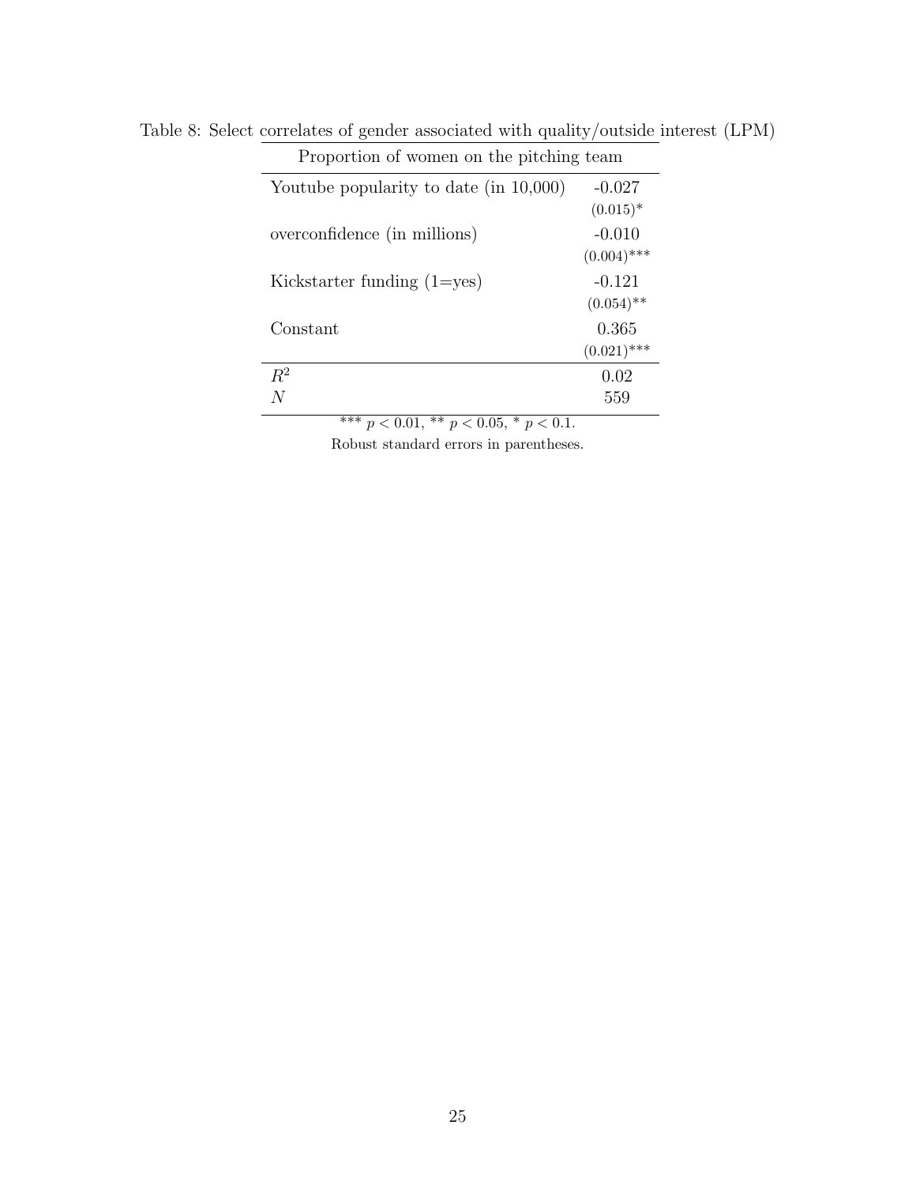Table 8: Select correlates of gender associated with quality/outside interest (LPM)

| | Proportion of women on the pitching team |
|---|---|
| Youtube popularity to date (in 10,000) | -0.027 |
| | (0.015)* |
| overconfidence (in millions) | -0.010 |
| | (0.004)*** |
| Kickstarter funding (1=yes) | -0.121 |
| | (0.054)** |
| Constant | 0.365 |
| | (0.021)*** |
| $R^2$ | 0.02 |
| $N$ | 559 |

*** $p < 0.01$, ** $p < 0.05$, * $p < 0.1$.

Robust standard errors in parentheses.